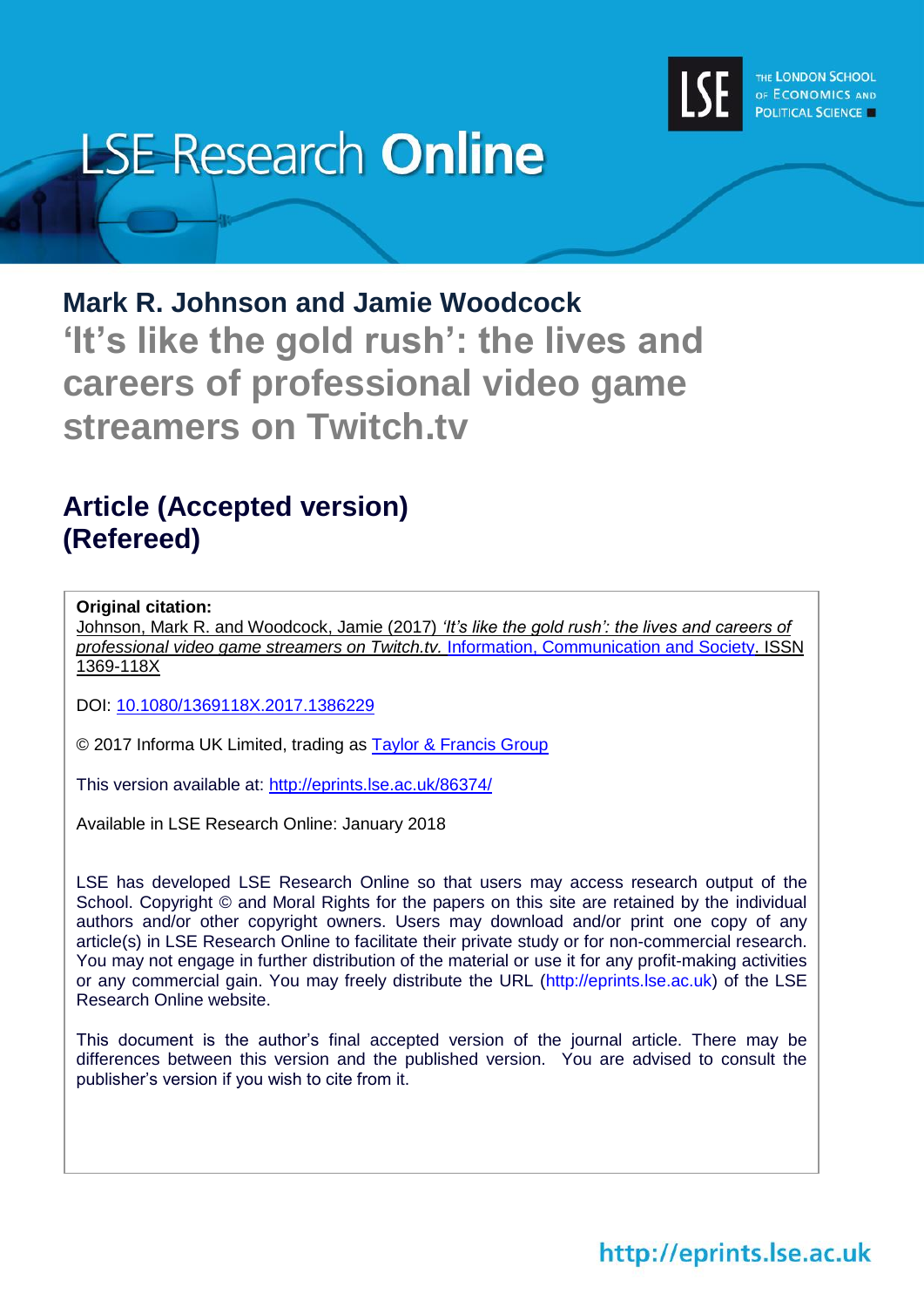# LSE Research Online

THE LONDON SCHOOL OF ECONOMICS AND POLITICAL SCIENCE

**Mark R. Johnson and Jamie Woodcock**

## ‘It’s like the gold rush’: the lives and careers of professional video game streamers on Twitch.tv

## Article (Accepted version) (Refereed)

**Original citation:**
Johnson, Mark R. and Woodcock, Jamie (2017) *‘It’s like the gold rush’: the lives and careers of professional video game streamers on Twitch.tv.* Information, Communication and Society. ISSN 1369-118X

DOI: 10.1080/1369118X.2017.1386229

© 2017 Informa UK Limited, trading as Taylor & Francis Group

This version available at: http://eprints.lse.ac.uk/86374/

Available in LSE Research Online: January 2018

LSE has developed LSE Research Online so that users may access research output of the School. Copyright © and Moral Rights for the papers on this site are retained by the individual authors and/or other copyright owners. Users may download and/or print one copy of any article(s) in LSE Research Online to facilitate their private study or for non-commercial research. You may not engage in further distribution of the material or use it for any profit-making activities or any commercial gain. You may freely distribute the URL (http://eprints.lse.ac.uk) of the LSE Research Online website.

This document is the author’s final accepted version of the journal article. There may be differences between this version and the published version. You are advised to consult the publisher’s version if you wish to cite from it.

http://eprints.lse.ac.uk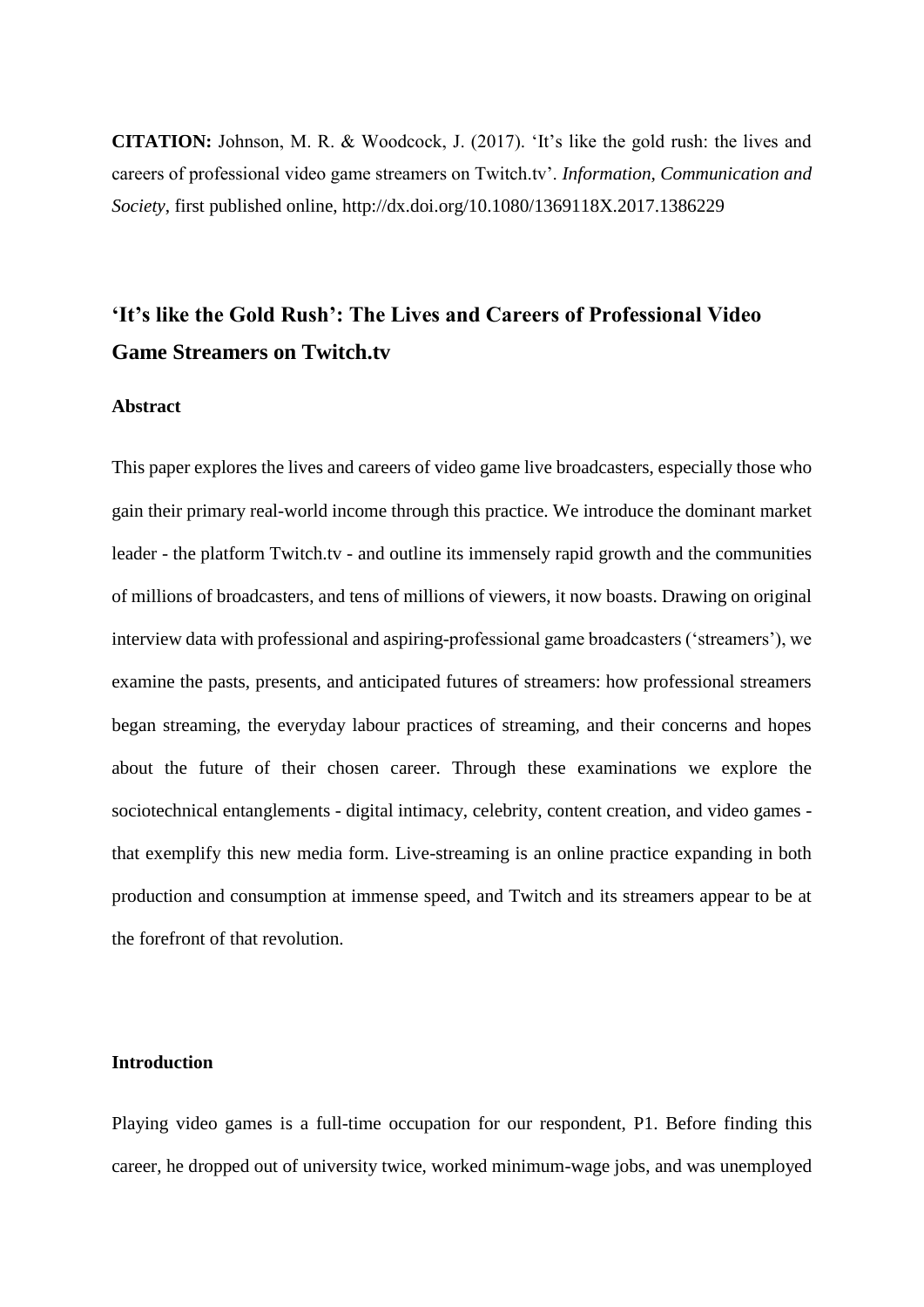**CITATION:** Johnson, M. R. & Woodcock, J. (2017). 'It's like the gold rush: the lives and careers of professional video game streamers on Twitch.tv'. *Information, Communication and Society*, first published online, http://dx.doi.org/10.1080/1369118X.2017.1386229

# 'It's like the Gold Rush': The Lives and Careers of Professional Video Game Streamers on Twitch.tv

## Abstract

This paper explores the lives and careers of video game live broadcasters, especially those who gain their primary real-world income through this practice. We introduce the dominant market leader - the platform Twitch.tv - and outline its immensely rapid growth and the communities of millions of broadcasters, and tens of millions of viewers, it now boasts. Drawing on original interview data with professional and aspiring-professional game broadcasters ('streamers'), we examine the pasts, presents, and anticipated futures of streamers: how professional streamers began streaming, the everyday labour practices of streaming, and their concerns and hopes about the future of their chosen career. Through these examinations we explore the sociotechnical entanglements - digital intimacy, celebrity, content creation, and video games - that exemplify this new media form. Live-streaming is an online practice expanding in both production and consumption at immense speed, and Twitch and its streamers appear to be at the forefront of that revolution.

## Introduction

Playing video games is a full-time occupation for our respondent, P1. Before finding this career, he dropped out of university twice, worked minimum-wage jobs, and was unemployed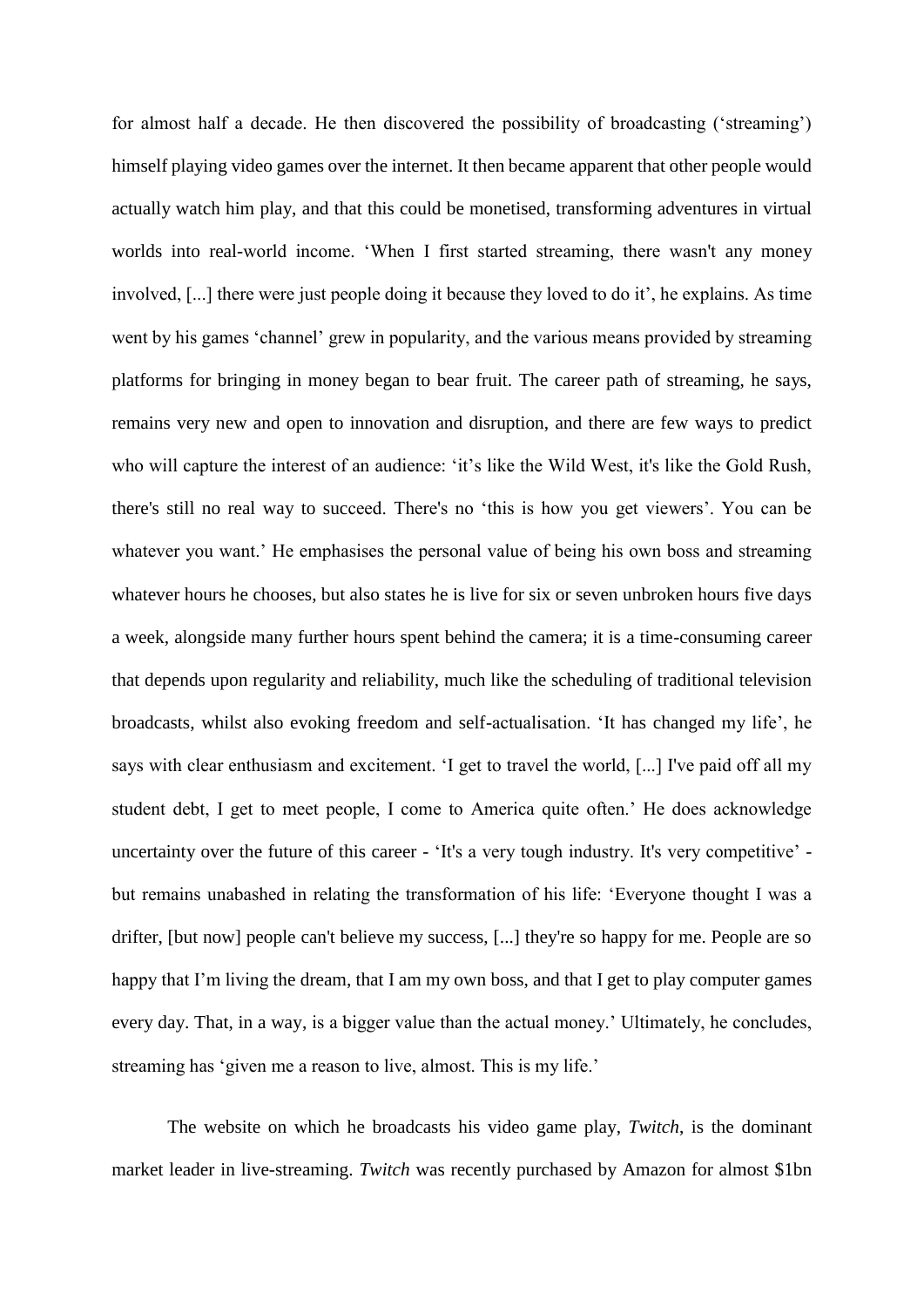for almost half a decade. He then discovered the possibility of broadcasting (‘streaming’) himself playing video games over the internet. It then became apparent that other people would actually watch him play, and that this could be monetised, transforming adventures in virtual worlds into real-world income. ‘When I first started streaming, there wasn't any money involved, [...] there were just people doing it because they loved to do it’, he explains. As time went by his games ‘channel’ grew in popularity, and the various means provided by streaming platforms for bringing in money began to bear fruit. The career path of streaming, he says, remains very new and open to innovation and disruption, and there are few ways to predict who will capture the interest of an audience: ‘it’s like the Wild West, it's like the Gold Rush, there's still no real way to succeed. There's no ‘this is how you get viewers’. You can be whatever you want.’ He emphasises the personal value of being his own boss and streaming whatever hours he chooses, but also states he is live for six or seven unbroken hours five days a week, alongside many further hours spent behind the camera; it is a time-consuming career that depends upon regularity and reliability, much like the scheduling of traditional television broadcasts, whilst also evoking freedom and self-actualisation. ‘It has changed my life’, he says with clear enthusiasm and excitement. ‘I get to travel the world, [...] I've paid off all my student debt, I get to meet people, I come to America quite often.’ He does acknowledge uncertainty over the future of this career - ‘It's a very tough industry. It's very competitive’ - but remains unabashed in relating the transformation of his life: ‘Everyone thought I was a drifter, [but now] people can't believe my success, [...] they're so happy for me. People are so happy that I’m living the dream, that I am my own boss, and that I get to play computer games every day. That, in a way, is a bigger value than the actual money.’ Ultimately, he concludes, streaming has ‘given me a reason to live, almost. This is my life.’

The website on which he broadcasts his video game play, *Twitch*, is the dominant market leader in live-streaming. *Twitch* was recently purchased by Amazon for almost $1bn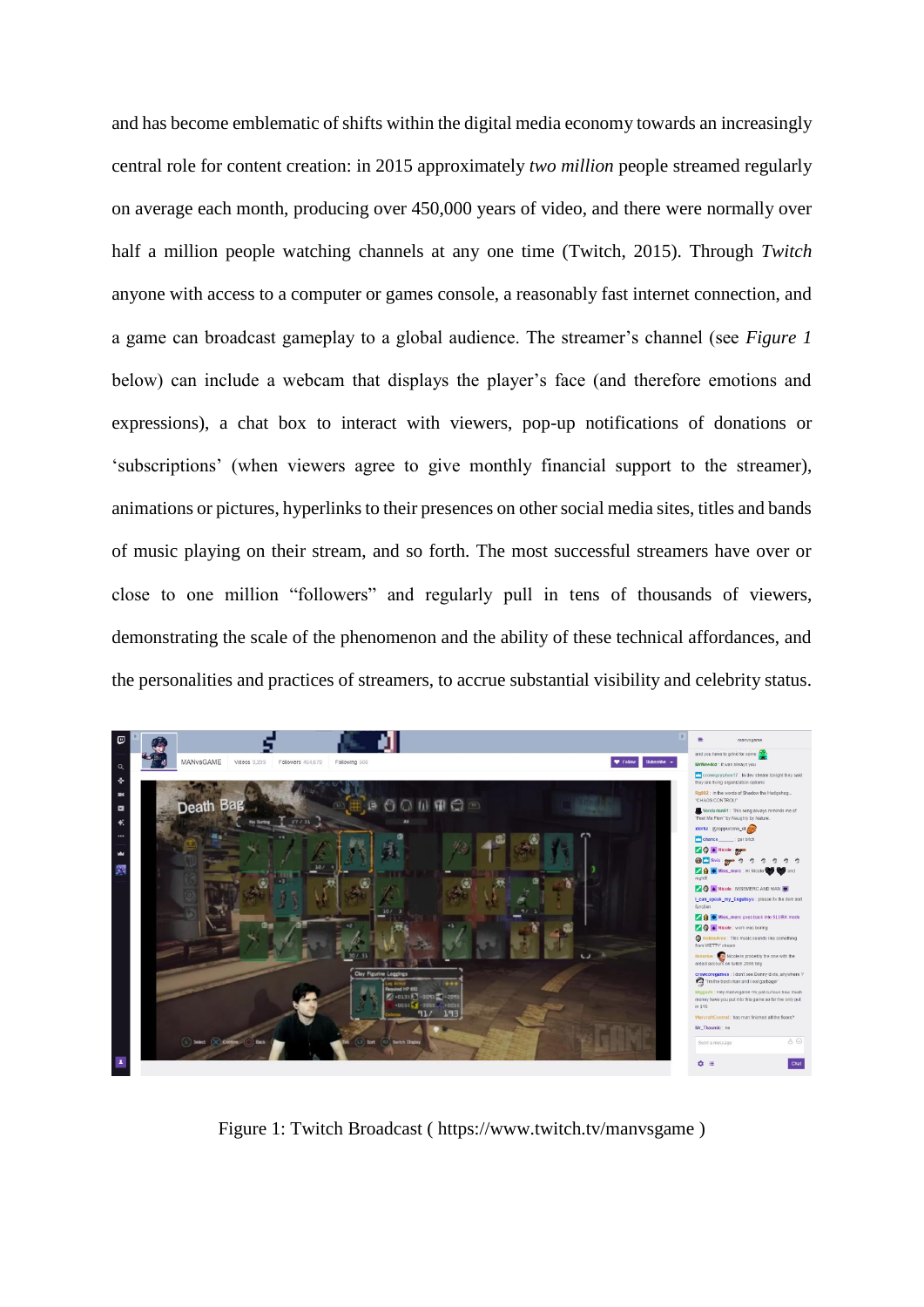and has become emblematic of shifts within the digital media economy towards an increasingly central role for content creation: in 2015 approximately *two million* people streamed regularly on average each month, producing over 450,000 years of video, and there were normally over half a million people watching channels at any one time (Twitch, 2015). Through *Twitch* anyone with access to a computer or games console, a reasonably fast internet connection, and a game can broadcast gameplay to a global audience. The streamer's channel (see *Figure 1* below) can include a webcam that displays the player's face (and therefore emotions and expressions), a chat box to interact with viewers, pop-up notifications of donations or 'subscriptions' (when viewers agree to give monthly financial support to the streamer), animations or pictures, hyperlinks to their presences on other social media sites, titles and bands of music playing on their stream, and so forth. The most successful streamers have over or close to one million "followers" and regularly pull in tens of thousands of viewers, demonstrating the scale of the phenomenon and the ability of these technical affordances, and the personalities and practices of streamers, to accrue substantial visibility and celebrity status.

Figure 1: Twitch Broadcast ( https://www.twitch.tv/manvsgame )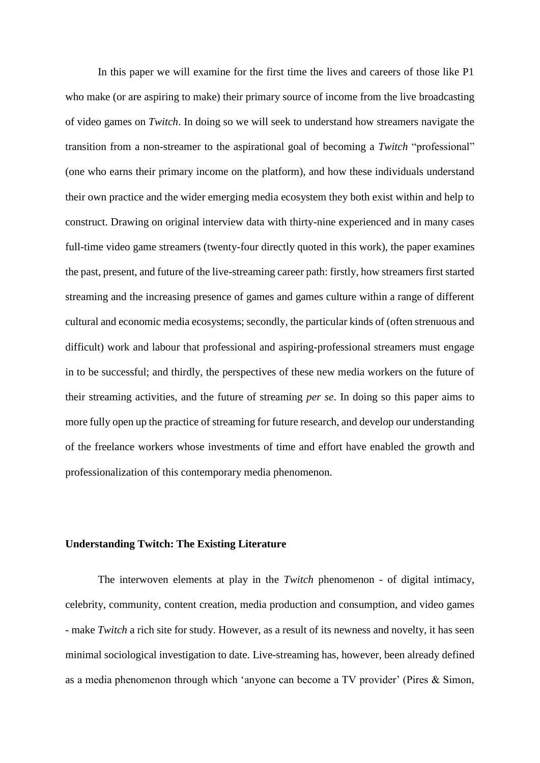In this paper we will examine for the first time the lives and careers of those like P1 who make (or are aspiring to make) their primary source of income from the live broadcasting of video games on *Twitch*. In doing so we will seek to understand how streamers navigate the transition from a non-streamer to the aspirational goal of becoming a *Twitch* "professional" (one who earns their primary income on the platform), and how these individuals understand their own practice and the wider emerging media ecosystem they both exist within and help to construct. Drawing on original interview data with thirty-nine experienced and in many cases full-time video game streamers (twenty-four directly quoted in this work), the paper examines the past, present, and future of the live-streaming career path: firstly, how streamers first started streaming and the increasing presence of games and games culture within a range of different cultural and economic media ecosystems; secondly, the particular kinds of (often strenuous and difficult) work and labour that professional and aspiring-professional streamers must engage in to be successful; and thirdly, the perspectives of these new media workers on the future of their streaming activities, and the future of streaming *per se*. In doing so this paper aims to more fully open up the practice of streaming for future research, and develop our understanding of the freelance workers whose investments of time and effort have enabled the growth and professionalization of this contemporary media phenomenon.

### Understanding Twitch: The Existing Literature

The interwoven elements at play in the *Twitch* phenomenon - of digital intimacy, celebrity, community, content creation, media production and consumption, and video games - make *Twitch* a rich site for study. However, as a result of its newness and novelty, it has seen minimal sociological investigation to date. Live-streaming has, however, been already defined as a media phenomenon through which 'anyone can become a TV provider' (Pires & Simon,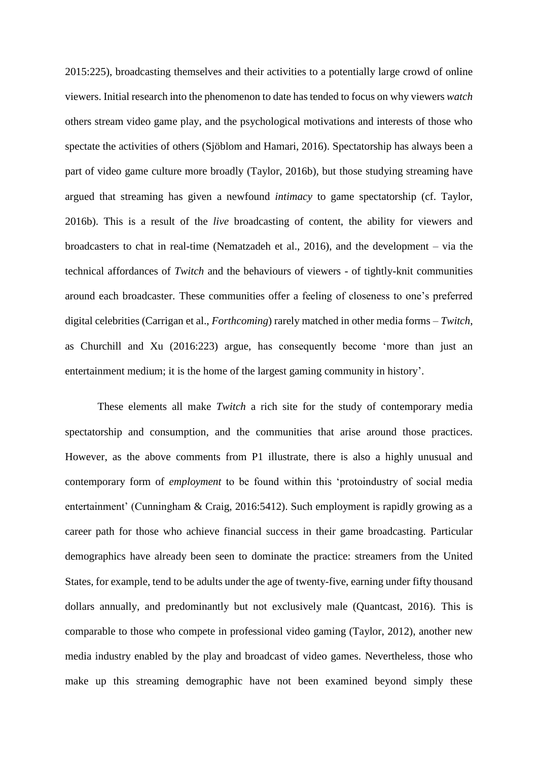2015:225), broadcasting themselves and their activities to a potentially large crowd of online viewers. Initial research into the phenomenon to date has tended to focus on why viewers *watch* others stream video game play, and the psychological motivations and interests of those who spectate the activities of others (Sjöblom and Hamari, 2016). Spectatorship has always been a part of video game culture more broadly (Taylor, 2016b), but those studying streaming have argued that streaming has given a newfound *intimacy* to game spectatorship (cf. Taylor, 2016b). This is a result of the *live* broadcasting of content, the ability for viewers and broadcasters to chat in real-time (Nematzadeh et al., 2016), and the development – via the technical affordances of *Twitch* and the behaviours of viewers - of tightly-knit communities around each broadcaster. These communities offer a feeling of closeness to one's preferred digital celebrities (Carrigan et al., *Forthcoming*) rarely matched in other media forms – *Twitch*, as Churchill and Xu (2016:223) argue, has consequently become 'more than just an entertainment medium; it is the home of the largest gaming community in history'.

These elements all make *Twitch* a rich site for the study of contemporary media spectatorship and consumption, and the communities that arise around those practices. However, as the above comments from P1 illustrate, there is also a highly unusual and contemporary form of *employment* to be found within this 'protoindustry of social media entertainment' (Cunningham & Craig, 2016:5412). Such employment is rapidly growing as a career path for those who achieve financial success in their game broadcasting. Particular demographics have already been seen to dominate the practice: streamers from the United States, for example, tend to be adults under the age of twenty-five, earning under fifty thousand dollars annually, and predominantly but not exclusively male (Quantcast, 2016). This is comparable to those who compete in professional video gaming (Taylor, 2012), another new media industry enabled by the play and broadcast of video games. Nevertheless, those who make up this streaming demographic have not been examined beyond simply these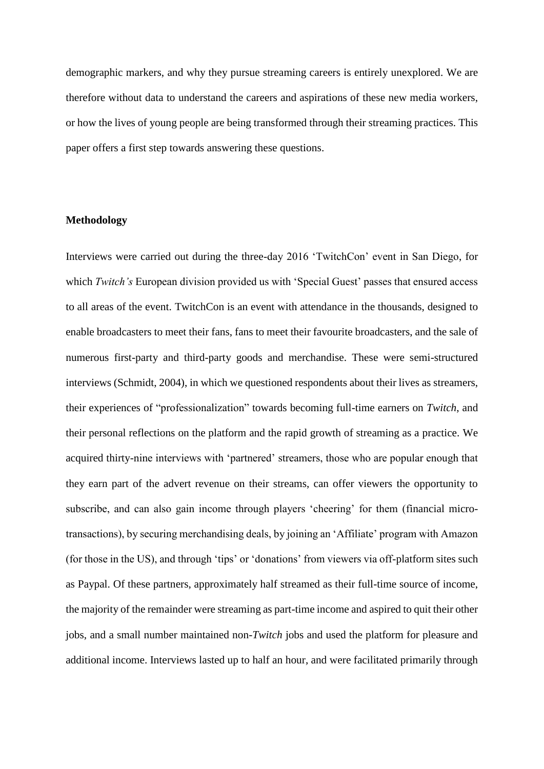demographic markers, and why they pursue streaming careers is entirely unexplored. We are therefore without data to understand the careers and aspirations of these new media workers, or how the lives of young people are being transformed through their streaming practices. This paper offers a first step towards answering these questions.

## Methodology

Interviews were carried out during the three-day 2016 'TwitchCon' event in San Diego, for which *Twitch's* European division provided us with 'Special Guest' passes that ensured access to all areas of the event. TwitchCon is an event with attendance in the thousands, designed to enable broadcasters to meet their fans, fans to meet their favourite broadcasters, and the sale of numerous first-party and third-party goods and merchandise. These were semi-structured interviews (Schmidt, 2004), in which we questioned respondents about their lives as streamers, their experiences of "professionalization" towards becoming full-time earners on *Twitch*, and their personal reflections on the platform and the rapid growth of streaming as a practice. We acquired thirty-nine interviews with 'partnered' streamers, those who are popular enough that they earn part of the advert revenue on their streams, can offer viewers the opportunity to subscribe, and can also gain income through players 'cheering' for them (financial micro-transactions), by securing merchandising deals, by joining an 'Affiliate' program with Amazon (for those in the US), and through 'tips' or 'donations' from viewers via off-platform sites such as Paypal. Of these partners, approximately half streamed as their full-time source of income, the majority of the remainder were streaming as part-time income and aspired to quit their other jobs, and a small number maintained non-*Twitch* jobs and used the platform for pleasure and additional income. Interviews lasted up to half an hour, and were facilitated primarily through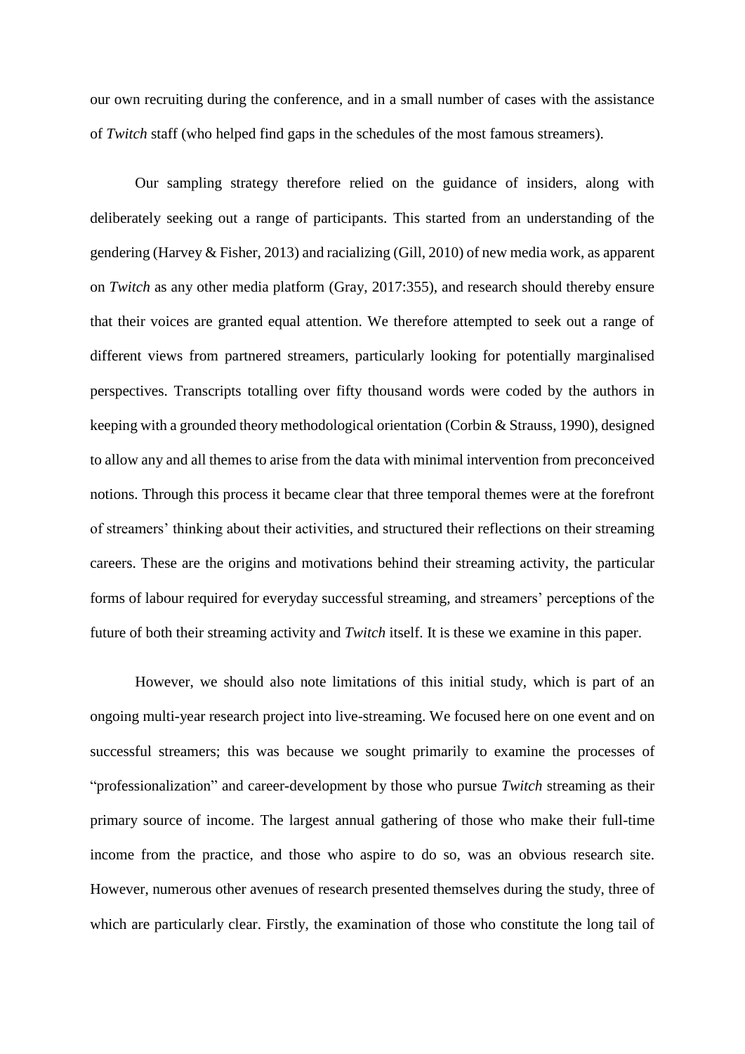our own recruiting during the conference, and in a small number of cases with the assistance of *Twitch* staff (who helped find gaps in the schedules of the most famous streamers).

Our sampling strategy therefore relied on the guidance of insiders, along with deliberately seeking out a range of participants. This started from an understanding of the gendering (Harvey & Fisher, 2013) and racializing (Gill, 2010) of new media work, as apparent on *Twitch* as any other media platform (Gray, 2017:355), and research should thereby ensure that their voices are granted equal attention. We therefore attempted to seek out a range of different views from partnered streamers, particularly looking for potentially marginalised perspectives. Transcripts totalling over fifty thousand words were coded by the authors in keeping with a grounded theory methodological orientation (Corbin & Strauss, 1990), designed to allow any and all themes to arise from the data with minimal intervention from preconceived notions. Through this process it became clear that three temporal themes were at the forefront of streamers' thinking about their activities, and structured their reflections on their streaming careers. These are the origins and motivations behind their streaming activity, the particular forms of labour required for everyday successful streaming, and streamers' perceptions of the future of both their streaming activity and *Twitch* itself. It is these we examine in this paper.

However, we should also note limitations of this initial study, which is part of an ongoing multi-year research project into live-streaming. We focused here on one event and on successful streamers; this was because we sought primarily to examine the processes of "professionalization" and career-development by those who pursue *Twitch* streaming as their primary source of income. The largest annual gathering of those who make their full-time income from the practice, and those who aspire to do so, was an obvious research site. However, numerous other avenues of research presented themselves during the study, three of which are particularly clear. Firstly, the examination of those who constitute the long tail of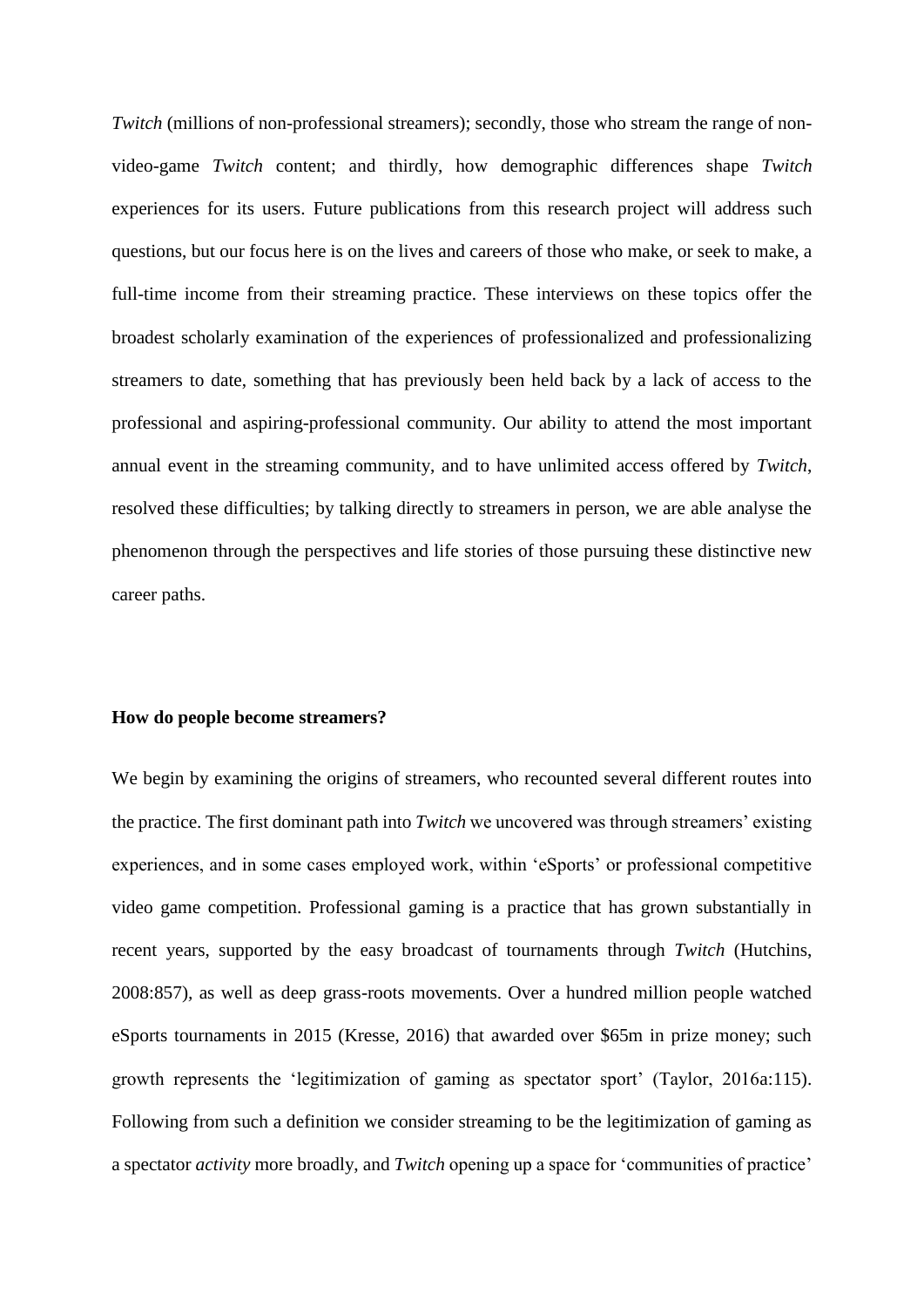*Twitch* (millions of non-professional streamers); secondly, those who stream the range of non-video-game *Twitch* content; and thirdly, how demographic differences shape *Twitch* experiences for its users. Future publications from this research project will address such questions, but our focus here is on the lives and careers of those who make, or seek to make, a full-time income from their streaming practice. These interviews on these topics offer the broadest scholarly examination of the experiences of professionalized and professionalizing streamers to date, something that has previously been held back by a lack of access to the professional and aspiring-professional community. Our ability to attend the most important annual event in the streaming community, and to have unlimited access offered by *Twitch*, resolved these difficulties; by talking directly to streamers in person, we are able analyse the phenomenon through the perspectives and life stories of those pursuing these distinctive new career paths.

**How do people become streamers?**

We begin by examining the origins of streamers, who recounted several different routes into the practice. The first dominant path into *Twitch* we uncovered was through streamers' existing experiences, and in some cases employed work, within 'eSports' or professional competitive video game competition. Professional gaming is a practice that has grown substantially in recent years, supported by the easy broadcast of tournaments through *Twitch* (Hutchins, 2008:857), as well as deep grass-roots movements. Over a hundred million people watched eSports tournaments in 2015 (Kresse, 2016) that awarded over $65m in prize money; such growth represents the 'legitimization of gaming as spectator sport' (Taylor, 2016a:115). Following from such a definition we consider streaming to be the legitimization of gaming as a spectator *activity* more broadly, and *Twitch* opening up a space for 'communities of practice'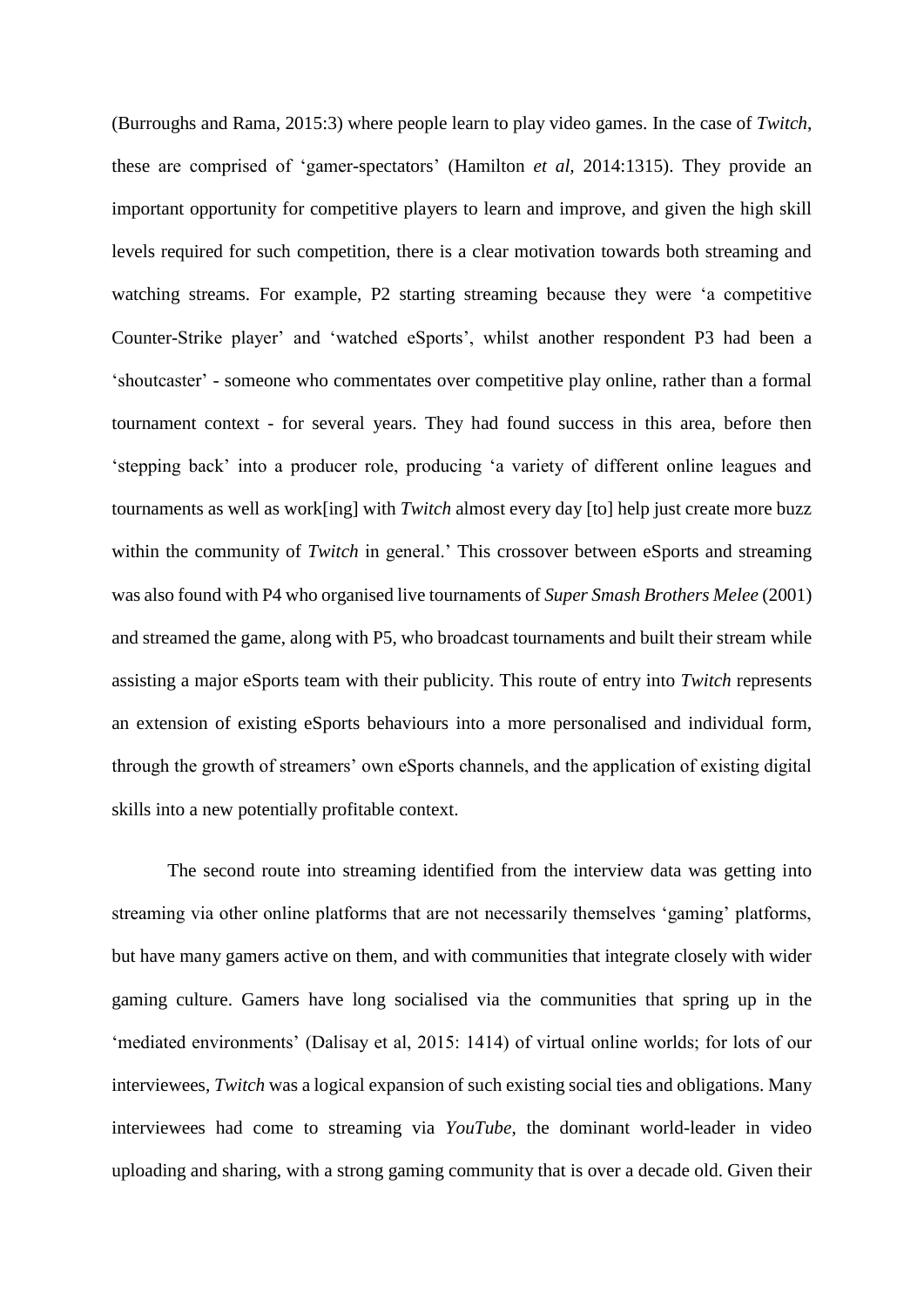(Burroughs and Rama, 2015:3) where people learn to play video games. In the case of *Twitch*, these are comprised of 'gamer-spectators' (Hamilton *et al*, 2014:1315). They provide an important opportunity for competitive players to learn and improve, and given the high skill levels required for such competition, there is a clear motivation towards both streaming and watching streams. For example, P2 starting streaming because they were 'a competitive Counter-Strike player' and 'watched eSports', whilst another respondent P3 had been a 'shoutcaster' - someone who commentates over competitive play online, rather than a formal tournament context - for several years. They had found success in this area, before then 'stepping back' into a producer role, producing 'a variety of different online leagues and tournaments as well as work[ing] with *Twitch* almost every day [to] help just create more buzz within the community of *Twitch* in general.' This crossover between eSports and streaming was also found with P4 who organised live tournaments of *Super Smash Brothers Melee* (2001) and streamed the game, along with P5, who broadcast tournaments and built their stream while assisting a major eSports team with their publicity. This route of entry into *Twitch* represents an extension of existing eSports behaviours into a more personalised and individual form, through the growth of streamers' own eSports channels, and the application of existing digital skills into a new potentially profitable context.

The second route into streaming identified from the interview data was getting into streaming via other online platforms that are not necessarily themselves 'gaming' platforms, but have many gamers active on them, and with communities that integrate closely with wider gaming culture. Gamers have long socialised via the communities that spring up in the 'mediated environments' (Dalisay et al, 2015: 1414) of virtual online worlds; for lots of our interviewees, *Twitch* was a logical expansion of such existing social ties and obligations. Many interviewees had come to streaming via *YouTube*, the dominant world-leader in video uploading and sharing, with a strong gaming community that is over a decade old. Given their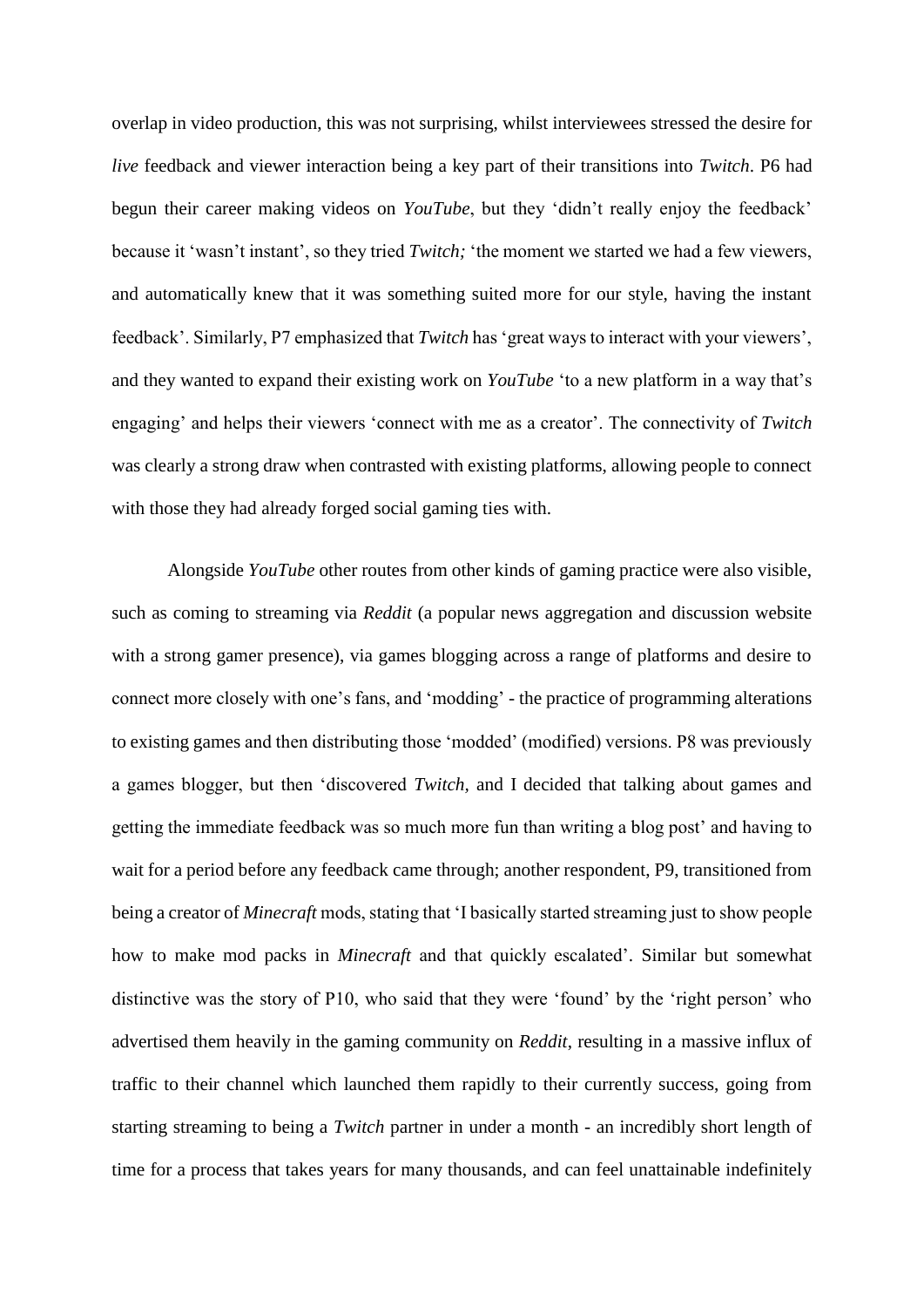overlap in video production, this was not surprising, whilst interviewees stressed the desire for *live* feedback and viewer interaction being a key part of their transitions into *Twitch*. P6 had begun their career making videos on *YouTube*, but they 'didn't really enjoy the feedback' because it 'wasn't instant', so they tried *Twitch;* 'the moment we started we had a few viewers, and automatically knew that it was something suited more for our style, having the instant feedback'. Similarly, P7 emphasized that *Twitch* has 'great ways to interact with your viewers', and they wanted to expand their existing work on *YouTube* 'to a new platform in a way that's engaging' and helps their viewers 'connect with me as a creator'. The connectivity of *Twitch* was clearly a strong draw when contrasted with existing platforms, allowing people to connect with those they had already forged social gaming ties with.

Alongside *YouTube* other routes from other kinds of gaming practice were also visible, such as coming to streaming via *Reddit* (a popular news aggregation and discussion website with a strong gamer presence), via games blogging across a range of platforms and desire to connect more closely with one's fans, and 'modding' - the practice of programming alterations to existing games and then distributing those 'modded' (modified) versions. P8 was previously a games blogger, but then 'discovered *Twitch*, and I decided that talking about games and getting the immediate feedback was so much more fun than writing a blog post' and having to wait for a period before any feedback came through; another respondent, P9, transitioned from being a creator of *Minecraft* mods, stating that 'I basically started streaming just to show people how to make mod packs in *Minecraft* and that quickly escalated'. Similar but somewhat distinctive was the story of P10, who said that they were 'found' by the 'right person' who advertised them heavily in the gaming community on *Reddit*, resulting in a massive influx of traffic to their channel which launched them rapidly to their currently success, going from starting streaming to being a *Twitch* partner in under a month - an incredibly short length of time for a process that takes years for many thousands, and can feel unattainable indefinitely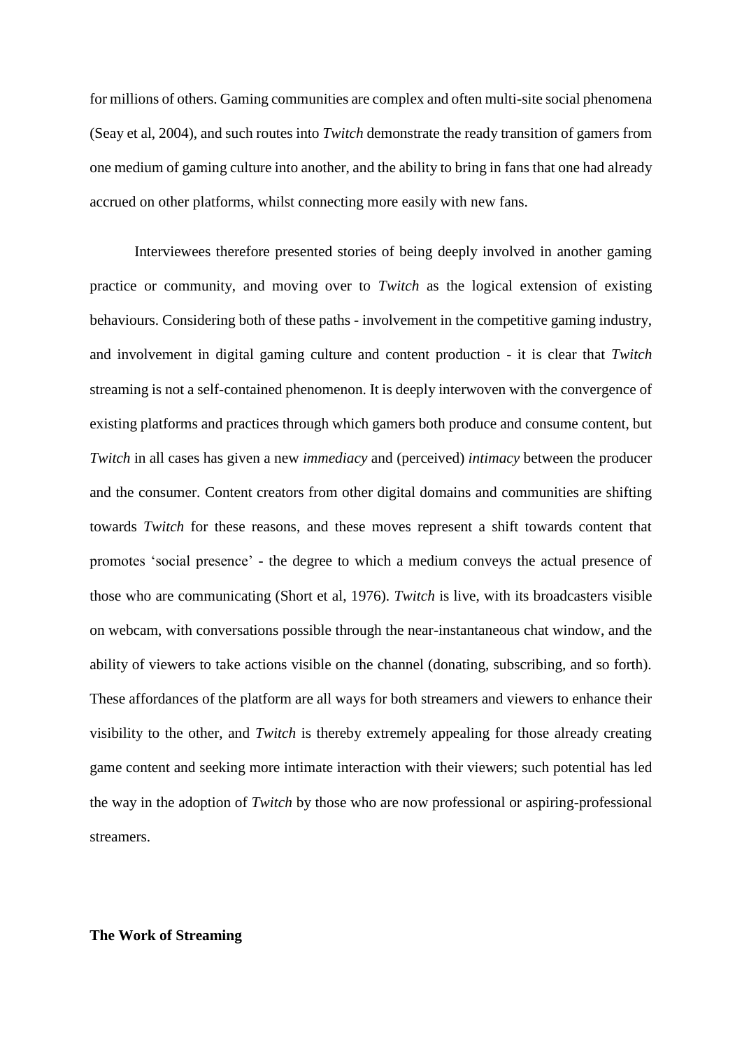for millions of others. Gaming communities are complex and often multi-site social phenomena (Seay et al, 2004), and such routes into *Twitch* demonstrate the ready transition of gamers from one medium of gaming culture into another, and the ability to bring in fans that one had already accrued on other platforms, whilst connecting more easily with new fans.

Interviewees therefore presented stories of being deeply involved in another gaming practice or community, and moving over to *Twitch* as the logical extension of existing behaviours. Considering both of these paths - involvement in the competitive gaming industry, and involvement in digital gaming culture and content production - it is clear that *Twitch* streaming is not a self-contained phenomenon. It is deeply interwoven with the convergence of existing platforms and practices through which gamers both produce and consume content, but *Twitch* in all cases has given a new *immediacy* and (perceived) *intimacy* between the producer and the consumer. Content creators from other digital domains and communities are shifting towards *Twitch* for these reasons, and these moves represent a shift towards content that promotes 'social presence' - the degree to which a medium conveys the actual presence of those who are communicating (Short et al, 1976). *Twitch* is live, with its broadcasters visible on webcam, with conversations possible through the near-instantaneous chat window, and the ability of viewers to take actions visible on the channel (donating, subscribing, and so forth). These affordances of the platform are all ways for both streamers and viewers to enhance their visibility to the other, and *Twitch* is thereby extremely appealing for those already creating game content and seeking more intimate interaction with their viewers; such potential has led the way in the adoption of *Twitch* by those who are now professional or aspiring-professional streamers.

**The Work of Streaming**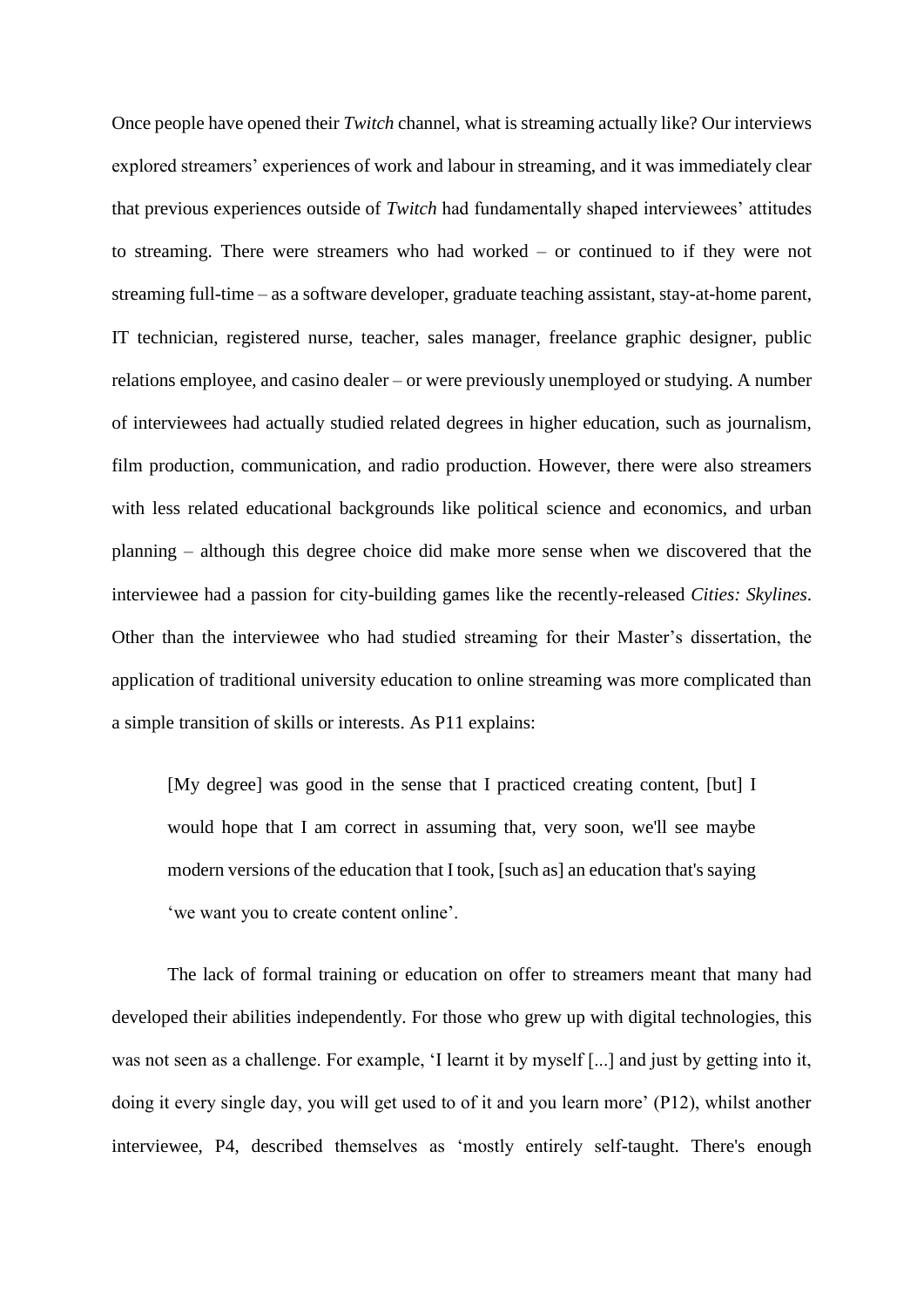Once people have opened their *Twitch* channel, what is streaming actually like? Our interviews explored streamers' experiences of work and labour in streaming, and it was immediately clear that previous experiences outside of *Twitch* had fundamentally shaped interviewees' attitudes to streaming. There were streamers who had worked – or continued to if they were not streaming full-time – as a software developer, graduate teaching assistant, stay-at-home parent, IT technician, registered nurse, teacher, sales manager, freelance graphic designer, public relations employee, and casino dealer – or were previously unemployed or studying. A number of interviewees had actually studied related degrees in higher education, such as journalism, film production, communication, and radio production. However, there were also streamers with less related educational backgrounds like political science and economics, and urban planning – although this degree choice did make more sense when we discovered that the interviewee had a passion for city-building games like the recently-released *Cities: Skylines*. Other than the interviewee who had studied streaming for their Master's dissertation, the application of traditional university education to online streaming was more complicated than a simple transition of skills or interests. As P11 explains:

> [My degree] was good in the sense that I practiced creating content, [but] I would hope that I am correct in assuming that, very soon, we'll see maybe modern versions of the education that I took, [such as] an education that's saying 'we want you to create content online'.

The lack of formal training or education on offer to streamers meant that many had developed their abilities independently. For those who grew up with digital technologies, this was not seen as a challenge. For example, 'I learnt it by myself [...] and just by getting into it, doing it every single day, you will get used to of it and you learn more' (P12), whilst another interviewee, P4, described themselves as 'mostly entirely self-taught. There's enough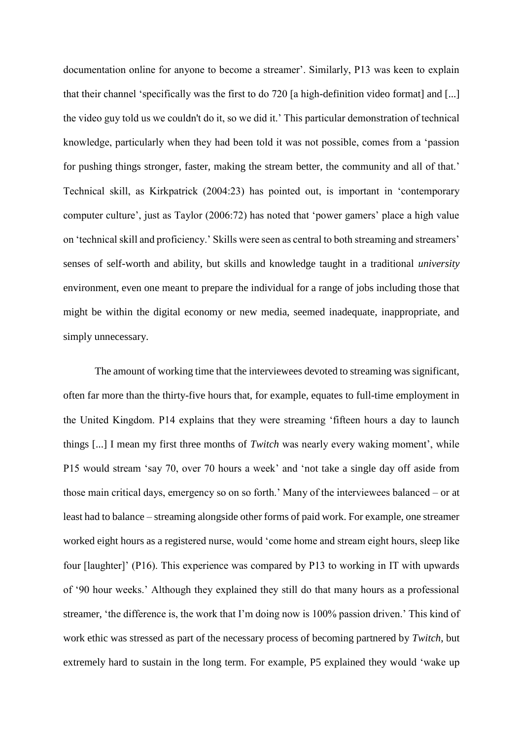documentation online for anyone to become a streamer'. Similarly, P13 was keen to explain that their channel 'specifically was the first to do 720 [a high-definition video format] and [...] the video guy told us we couldn't do it, so we did it.' This particular demonstration of technical knowledge, particularly when they had been told it was not possible, comes from a 'passion for pushing things stronger, faster, making the stream better, the community and all of that.' Technical skill, as Kirkpatrick (2004:23) has pointed out, is important in 'contemporary computer culture', just as Taylor (2006:72) has noted that 'power gamers' place a high value on 'technical skill and proficiency.' Skills were seen as central to both streaming and streamers' senses of self-worth and ability, but skills and knowledge taught in a traditional *university* environment, even one meant to prepare the individual for a range of jobs including those that might be within the digital economy or new media, seemed inadequate, inappropriate, and simply unnecessary.

The amount of working time that the interviewees devoted to streaming was significant, often far more than the thirty-five hours that, for example, equates to full-time employment in the United Kingdom. P14 explains that they were streaming 'fifteen hours a day to launch things [...] I mean my first three months of *Twitch* was nearly every waking moment', while P15 would stream 'say 70, over 70 hours a week' and 'not take a single day off aside from those main critical days, emergency so on so forth.' Many of the interviewees balanced – or at least had to balance – streaming alongside other forms of paid work. For example, one streamer worked eight hours as a registered nurse, would 'come home and stream eight hours, sleep like four [laughter]' (P16). This experience was compared by P13 to working in IT with upwards of '90 hour weeks.' Although they explained they still do that many hours as a professional streamer, 'the difference is, the work that I'm doing now is 100% passion driven.' This kind of work ethic was stressed as part of the necessary process of becoming partnered by *Twitch*, but extremely hard to sustain in the long term. For example, P5 explained they would 'wake up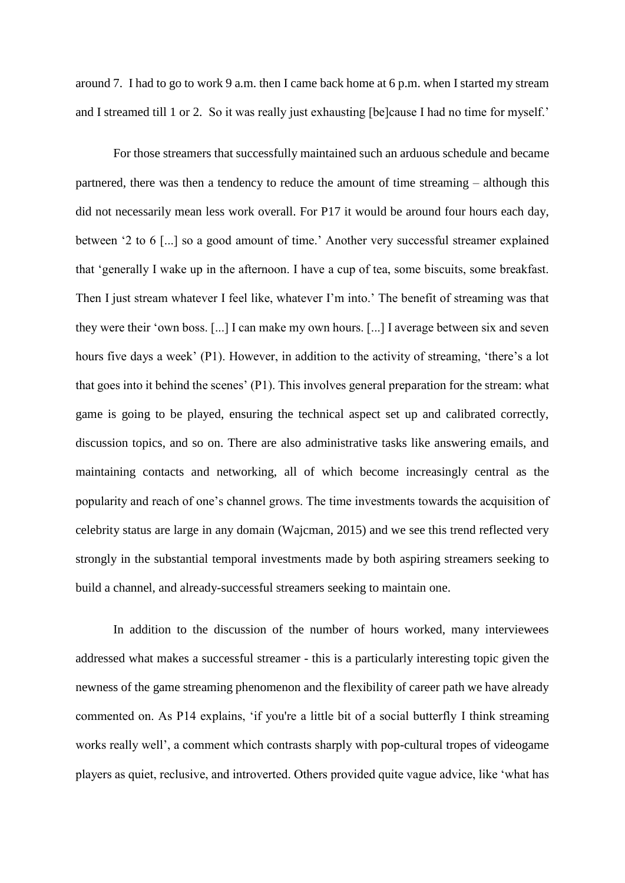around 7. I had to go to work 9 a.m. then I came back home at 6 p.m. when I started my stream and I streamed till 1 or 2. So it was really just exhausting [be]cause I had no time for myself.'

For those streamers that successfully maintained such an arduous schedule and became partnered, there was then a tendency to reduce the amount of time streaming – although this did not necessarily mean less work overall. For P17 it would be around four hours each day, between '2 to 6 [...] so a good amount of time.' Another very successful streamer explained that 'generally I wake up in the afternoon. I have a cup of tea, some biscuits, some breakfast. Then I just stream whatever I feel like, whatever I'm into.' The benefit of streaming was that they were their 'own boss. [...] I can make my own hours. [...] I average between six and seven hours five days a week' (P1). However, in addition to the activity of streaming, 'there's a lot that goes into it behind the scenes' (P1). This involves general preparation for the stream: what game is going to be played, ensuring the technical aspect set up and calibrated correctly, discussion topics, and so on. There are also administrative tasks like answering emails, and maintaining contacts and networking, all of which become increasingly central as the popularity and reach of one's channel grows. The time investments towards the acquisition of celebrity status are large in any domain (Wajcman, 2015) and we see this trend reflected very strongly in the substantial temporal investments made by both aspiring streamers seeking to build a channel, and already-successful streamers seeking to maintain one.

In addition to the discussion of the number of hours worked, many interviewees addressed what makes a successful streamer - this is a particularly interesting topic given the newness of the game streaming phenomenon and the flexibility of career path we have already commented on. As P14 explains, 'if you're a little bit of a social butterfly I think streaming works really well', a comment which contrasts sharply with pop-cultural tropes of videogame players as quiet, reclusive, and introverted. Others provided quite vague advice, like 'what has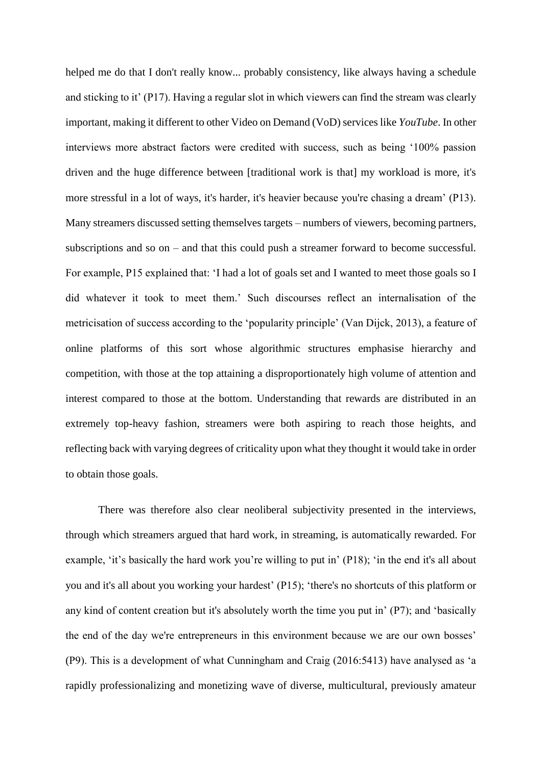helped me do that I don't really know... probably consistency, like always having a schedule and sticking to it' (P17). Having a regular slot in which viewers can find the stream was clearly important, making it different to other Video on Demand (VoD) services like *YouTube*. In other interviews more abstract factors were credited with success, such as being '100% passion driven and the huge difference between [traditional work is that] my workload is more, it's more stressful in a lot of ways, it's harder, it's heavier because you're chasing a dream' (P13). Many streamers discussed setting themselves targets – numbers of viewers, becoming partners, subscriptions and so on – and that this could push a streamer forward to become successful. For example, P15 explained that: 'I had a lot of goals set and I wanted to meet those goals so I did whatever it took to meet them.' Such discourses reflect an internalisation of the metricisation of success according to the 'popularity principle' (Van Dijck, 2013), a feature of online platforms of this sort whose algorithmic structures emphasise hierarchy and competition, with those at the top attaining a disproportionately high volume of attention and interest compared to those at the bottom. Understanding that rewards are distributed in an extremely top-heavy fashion, streamers were both aspiring to reach those heights, and reflecting back with varying degrees of criticality upon what they thought it would take in order to obtain those goals.

There was therefore also clear neoliberal subjectivity presented in the interviews, through which streamers argued that hard work, in streaming, is automatically rewarded. For example, 'it's basically the hard work you're willing to put in' (P18); 'in the end it's all about you and it's all about you working your hardest' (P15); 'there's no shortcuts of this platform or any kind of content creation but it's absolutely worth the time you put in' (P7); and 'basically the end of the day we're entrepreneurs in this environment because we are our own bosses' (P9). This is a development of what Cunningham and Craig (2016:5413) have analysed as 'a rapidly professionalizing and monetizing wave of diverse, multicultural, previously amateur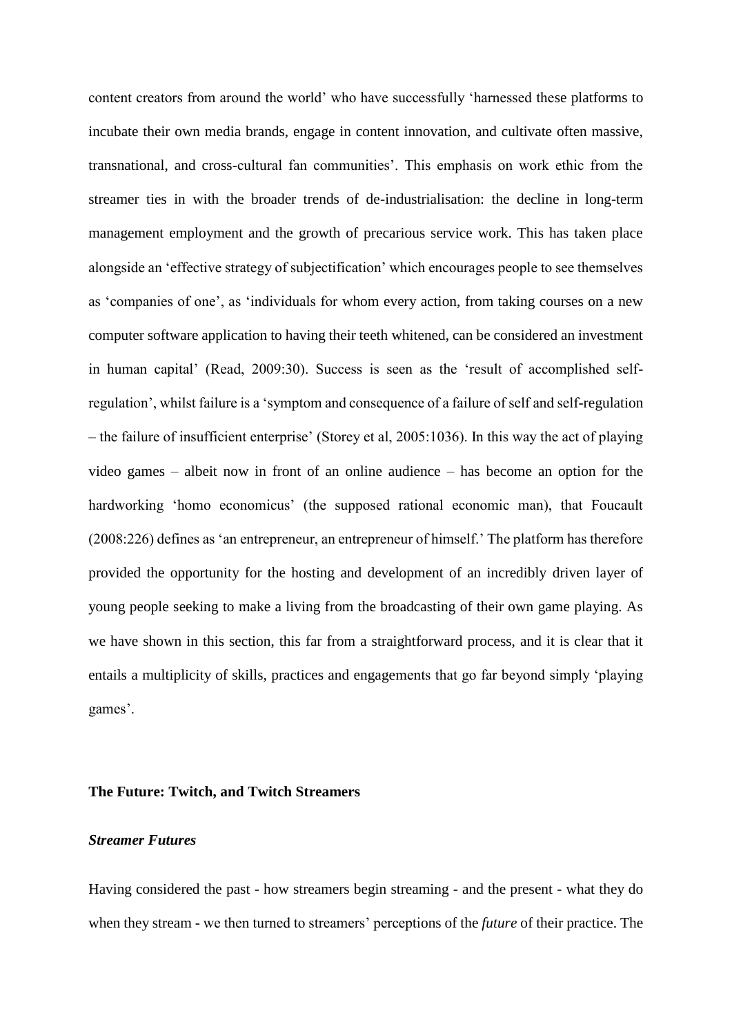content creators from around the world' who have successfully 'harnessed these platforms to incubate their own media brands, engage in content innovation, and cultivate often massive, transnational, and cross-cultural fan communities'. This emphasis on work ethic from the streamer ties in with the broader trends of de-industrialisation: the decline in long-term management employment and the growth of precarious service work. This has taken place alongside an 'effective strategy of subjectification' which encourages people to see themselves as 'companies of one', as 'individuals for whom every action, from taking courses on a new computer software application to having their teeth whitened, can be considered an investment in human capital' (Read, 2009:30). Success is seen as the 'result of accomplished self-regulation', whilst failure is a 'symptom and consequence of a failure of self and self-regulation – the failure of insufficient enterprise' (Storey et al, 2005:1036). In this way the act of playing video games – albeit now in front of an online audience – has become an option for the hardworking 'homo economicus' (the supposed rational economic man), that Foucault (2008:226) defines as 'an entrepreneur, an entrepreneur of himself.' The platform has therefore provided the opportunity for the hosting and development of an incredibly driven layer of young people seeking to make a living from the broadcasting of their own game playing. As we have shown in this section, this far from a straightforward process, and it is clear that it entails a multiplicity of skills, practices and engagements that go far beyond simply 'playing games'.

## The Future: Twitch, and Twitch Streamers

### *Streamer Futures*

Having considered the past - how streamers begin streaming - and the present - what they do when they stream - we then turned to streamers' perceptions of the *future* of their practice. The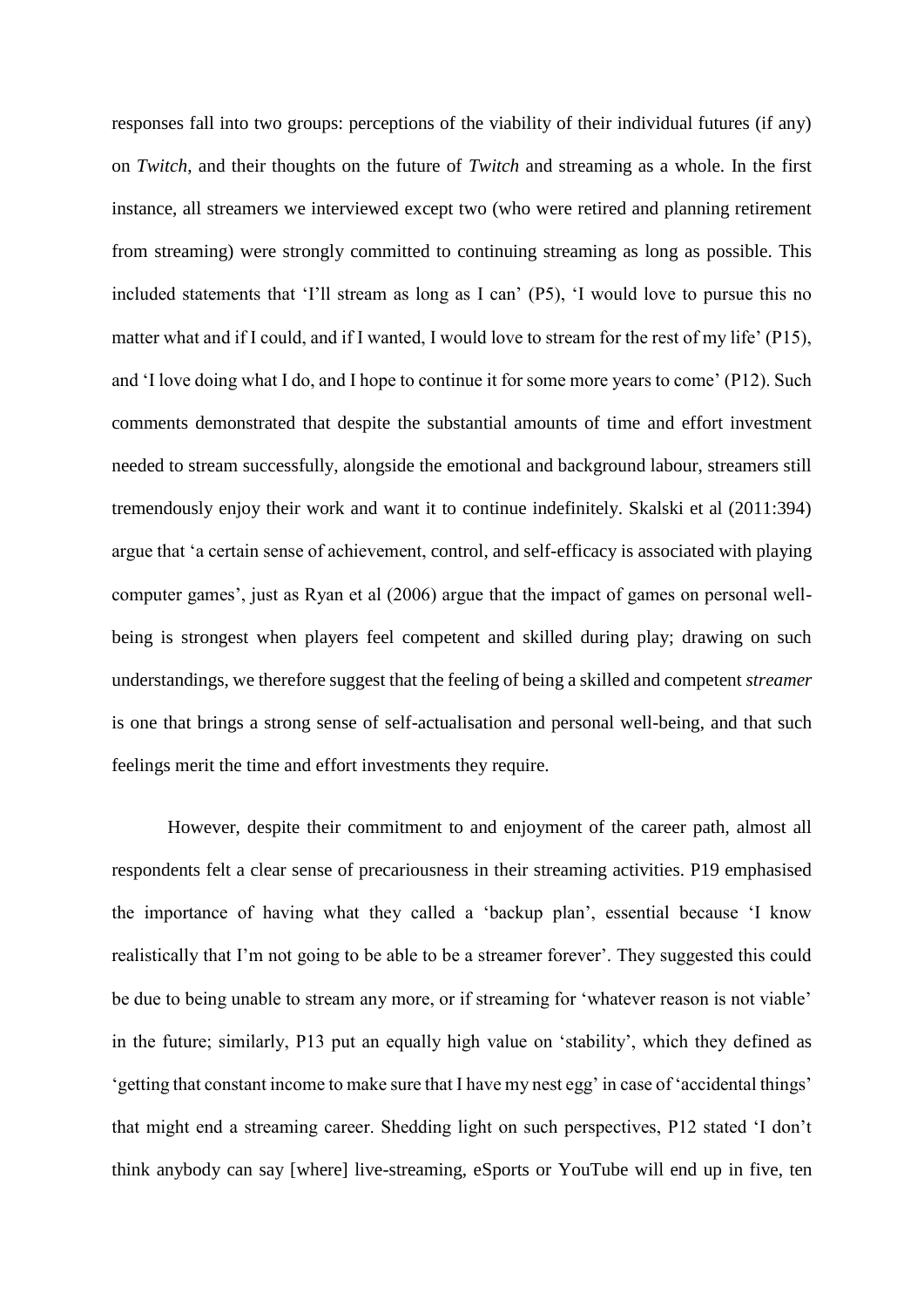responses fall into two groups: perceptions of the viability of their individual futures (if any) on *Twitch*, and their thoughts on the future of *Twitch* and streaming as a whole. In the first instance, all streamers we interviewed except two (who were retired and planning retirement from streaming) were strongly committed to continuing streaming as long as possible. This included statements that 'I'll stream as long as I can' (P5), 'I would love to pursue this no matter what and if I could, and if I wanted, I would love to stream for the rest of my life' (P15), and 'I love doing what I do, and I hope to continue it for some more years to come' (P12). Such comments demonstrated that despite the substantial amounts of time and effort investment needed to stream successfully, alongside the emotional and background labour, streamers still tremendously enjoy their work and want it to continue indefinitely. Skalski et al (2011:394) argue that 'a certain sense of achievement, control, and self-efficacy is associated with playing computer games', just as Ryan et al (2006) argue that the impact of games on personal well-being is strongest when players feel competent and skilled during play; drawing on such understandings, we therefore suggest that the feeling of being a skilled and competent *streamer* is one that brings a strong sense of self-actualisation and personal well-being, and that such feelings merit the time and effort investments they require.

However, despite their commitment to and enjoyment of the career path, almost all respondents felt a clear sense of precariousness in their streaming activities. P19 emphasised the importance of having what they called a 'backup plan', essential because 'I know realistically that I'm not going to be able to be a streamer forever'. They suggested this could be due to being unable to stream any more, or if streaming for 'whatever reason is not viable' in the future; similarly, P13 put an equally high value on 'stability', which they defined as 'getting that constant income to make sure that I have my nest egg' in case of 'accidental things' that might end a streaming career. Shedding light on such perspectives, P12 stated 'I don't think anybody can say [where] live-streaming, eSports or YouTube will end up in five, ten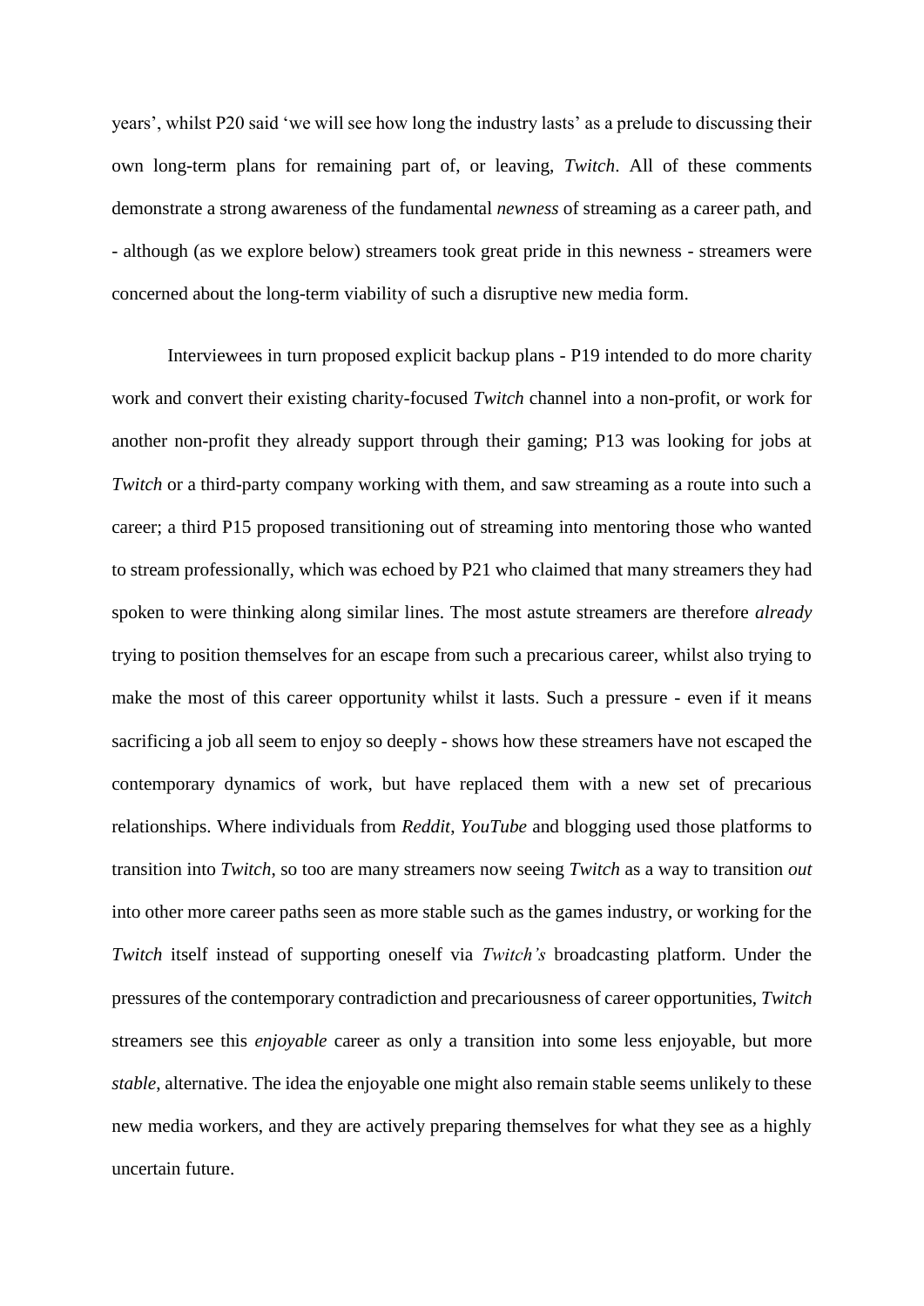years', whilst P20 said 'we will see how long the industry lasts' as a prelude to discussing their own long-term plans for remaining part of, or leaving, *Twitch*. All of these comments demonstrate a strong awareness of the fundamental *newness* of streaming as a career path, and - although (as we explore below) streamers took great pride in this newness - streamers were concerned about the long-term viability of such a disruptive new media form.

Interviewees in turn proposed explicit backup plans - P19 intended to do more charity work and convert their existing charity-focused *Twitch* channel into a non-profit, or work for another non-profit they already support through their gaming; P13 was looking for jobs at *Twitch* or a third-party company working with them, and saw streaming as a route into such a career; a third P15 proposed transitioning out of streaming into mentoring those who wanted to stream professionally, which was echoed by P21 who claimed that many streamers they had spoken to were thinking along similar lines. The most astute streamers are therefore *already* trying to position themselves for an escape from such a precarious career, whilst also trying to make the most of this career opportunity whilst it lasts. Such a pressure - even if it means sacrificing a job all seem to enjoy so deeply - shows how these streamers have not escaped the contemporary dynamics of work, but have replaced them with a new set of precarious relationships. Where individuals from *Reddit*, *YouTube* and blogging used those platforms to transition into *Twitch*, so too are many streamers now seeing *Twitch* as a way to transition *out* into other more career paths seen as more stable such as the games industry, or working for the *Twitch* itself instead of supporting oneself via *Twitch's* broadcasting platform. Under the pressures of the contemporary contradiction and precariousness of career opportunities, *Twitch* streamers see this *enjoyable* career as only a transition into some less enjoyable, but more *stable*, alternative. The idea the enjoyable one might also remain stable seems unlikely to these new media workers, and they are actively preparing themselves for what they see as a highly uncertain future.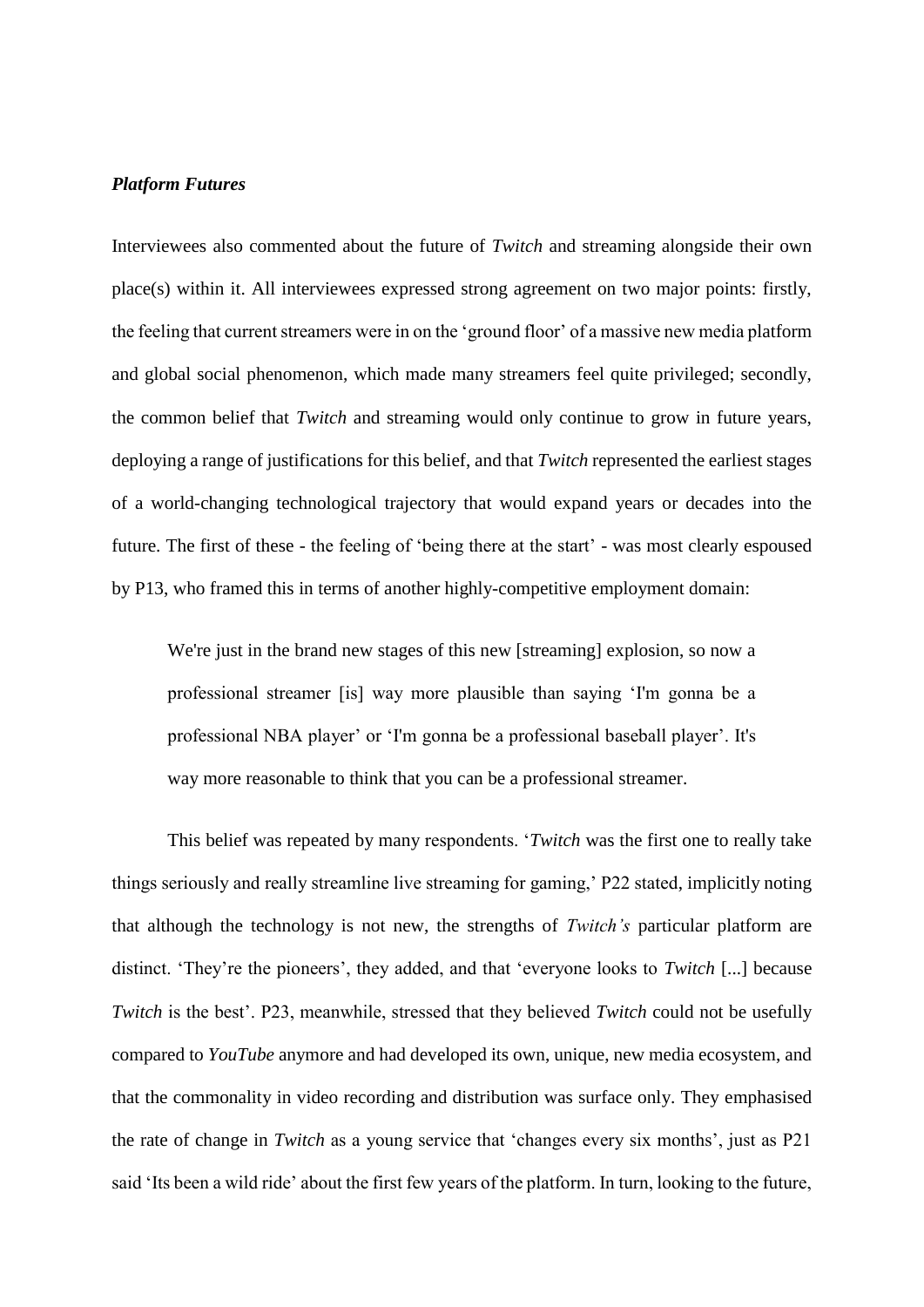### *Platform Futures*

Interviewees also commented about the future of *Twitch* and streaming alongside their own place(s) within it. All interviewees expressed strong agreement on two major points: firstly, the feeling that current streamers were in on the 'ground floor' of a massive new media platform and global social phenomenon, which made many streamers feel quite privileged; secondly, the common belief that *Twitch* and streaming would only continue to grow in future years, deploying a range of justifications for this belief, and that *Twitch* represented the earliest stages of a world-changing technological trajectory that would expand years or decades into the future. The first of these - the feeling of 'being there at the start' - was most clearly espoused by P13, who framed this in terms of another highly-competitive employment domain:

> We're just in the brand new stages of this new [streaming] explosion, so now a professional streamer [is] way more plausible than saying 'I'm gonna be a professional NBA player' or 'I'm gonna be a professional baseball player'. It's way more reasonable to think that you can be a professional streamer.

This belief was repeated by many respondents. '*Twitch* was the first one to really take things seriously and really streamline live streaming for gaming,' P22 stated, implicitly noting that although the technology is not new, the strengths of *Twitch's* particular platform are distinct. 'They're the pioneers', they added, and that 'everyone looks to *Twitch* [...] because *Twitch* is the best'. P23, meanwhile, stressed that they believed *Twitch* could not be usefully compared to *YouTube* anymore and had developed its own, unique, new media ecosystem, and that the commonality in video recording and distribution was surface only. They emphasised the rate of change in *Twitch* as a young service that 'changes every six months', just as P21 said 'Its been a wild ride' about the first few years of the platform. In turn, looking to the future,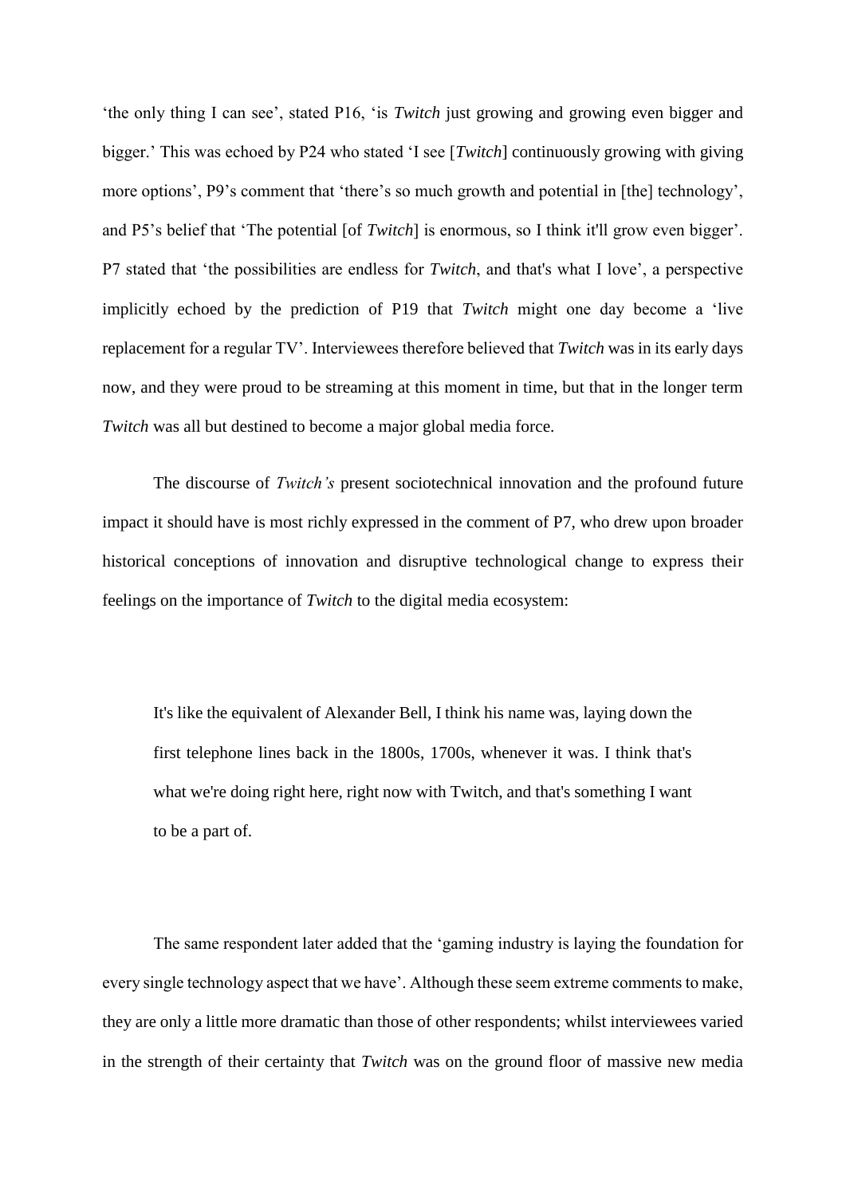'the only thing I can see', stated P16, 'is *Twitch* just growing and growing even bigger and bigger.' This was echoed by P24 who stated 'I see [*Twitch*] continuously growing with giving more options', P9's comment that 'there's so much growth and potential in [the] technology', and P5's belief that 'The potential [of *Twitch*] is enormous, so I think it'll grow even bigger'. P7 stated that 'the possibilities are endless for *Twitch*, and that's what I love', a perspective implicitly echoed by the prediction of P19 that *Twitch* might one day become a 'live replacement for a regular TV'. Interviewees therefore believed that *Twitch* was in its early days now, and they were proud to be streaming at this moment in time, but that in the longer term *Twitch* was all but destined to become a major global media force.

The discourse of *Twitch's* present sociotechnical innovation and the profound future impact it should have is most richly expressed in the comment of P7, who drew upon broader historical conceptions of innovation and disruptive technological change to express their feelings on the importance of *Twitch* to the digital media ecosystem:

> It's like the equivalent of Alexander Bell, I think his name was, laying down the first telephone lines back in the 1800s, 1700s, whenever it was. I think that's what we're doing right here, right now with Twitch, and that's something I want to be a part of.

The same respondent later added that the 'gaming industry is laying the foundation for every single technology aspect that we have'. Although these seem extreme comments to make, they are only a little more dramatic than those of other respondents; whilst interviewees varied in the strength of their certainty that *Twitch* was on the ground floor of massive new media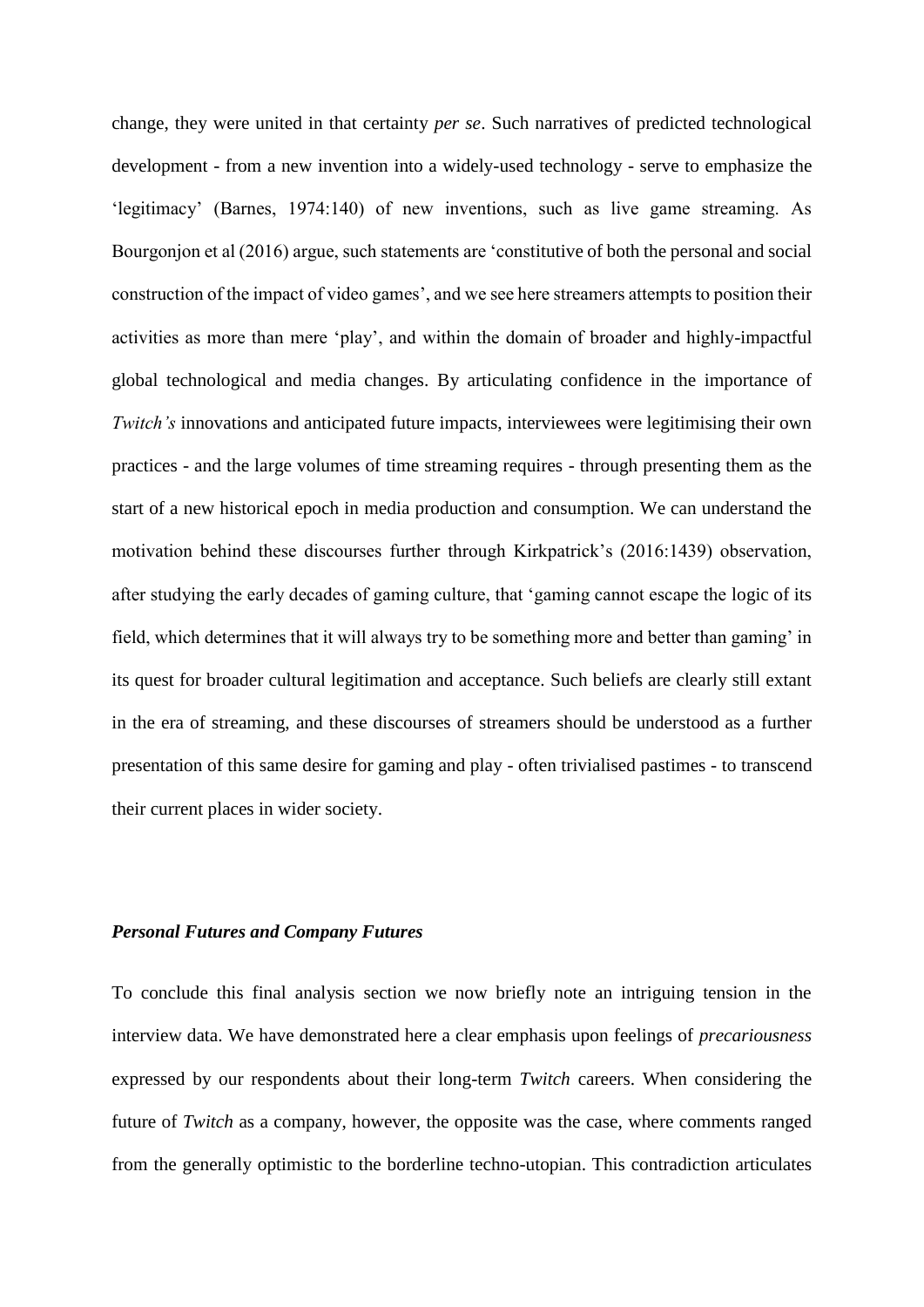change, they were united in that certainty *per se*. Such narratives of predicted technological development - from a new invention into a widely-used technology - serve to emphasize the 'legitimacy' (Barnes, 1974:140) of new inventions, such as live game streaming. As Bourgonjon et al (2016) argue, such statements are 'constitutive of both the personal and social construction of the impact of video games', and we see here streamers attempts to position their activities as more than mere 'play', and within the domain of broader and highly-impactful global technological and media changes. By articulating confidence in the importance of *Twitch's* innovations and anticipated future impacts, interviewees were legitimising their own practices - and the large volumes of time streaming requires - through presenting them as the start of a new historical epoch in media production and consumption. We can understand the motivation behind these discourses further through Kirkpatrick's (2016:1439) observation, after studying the early decades of gaming culture, that 'gaming cannot escape the logic of its field, which determines that it will always try to be something more and better than gaming' in its quest for broader cultural legitimation and acceptance. Such beliefs are clearly still extant in the era of streaming, and these discourses of streamers should be understood as a further presentation of this same desire for gaming and play - often trivialised pastimes - to transcend their current places in wider society.

### *Personal Futures and Company Futures*

To conclude this final analysis section we now briefly note an intriguing tension in the interview data. We have demonstrated here a clear emphasis upon feelings of *precariousness* expressed by our respondents about their long-term *Twitch* careers. When considering the future of *Twitch* as a company, however, the opposite was the case, where comments ranged from the generally optimistic to the borderline techno-utopian. This contradiction articulates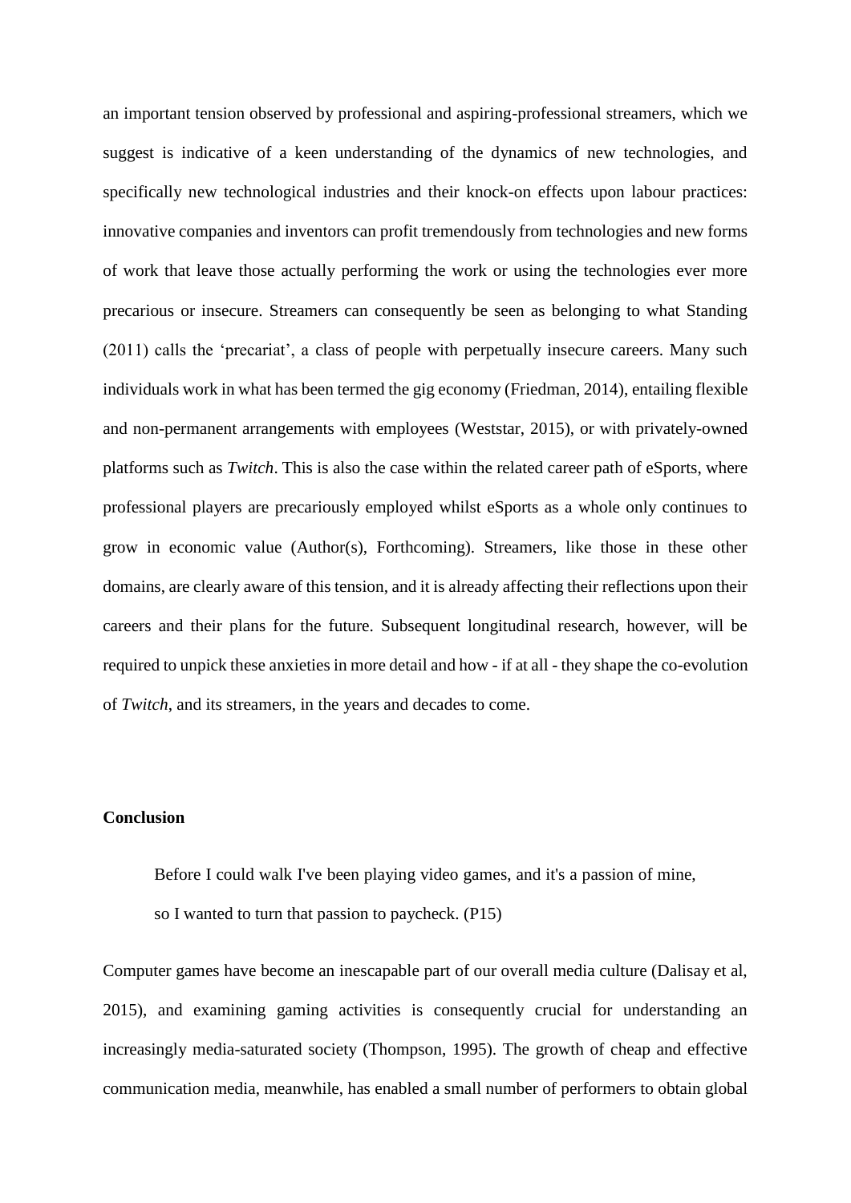an important tension observed by professional and aspiring-professional streamers, which we suggest is indicative of a keen understanding of the dynamics of new technologies, and specifically new technological industries and their knock-on effects upon labour practices: innovative companies and inventors can profit tremendously from technologies and new forms of work that leave those actually performing the work or using the technologies ever more precarious or insecure. Streamers can consequently be seen as belonging to what Standing (2011) calls the 'precariat', a class of people with perpetually insecure careers. Many such individuals work in what has been termed the gig economy (Friedman, 2014), entailing flexible and non-permanent arrangements with employees (Weststar, 2015), or with privately-owned platforms such as *Twitch*. This is also the case within the related career path of eSports, where professional players are precariously employed whilst eSports as a whole only continues to grow in economic value (Author(s), Forthcoming). Streamers, like those in these other domains, are clearly aware of this tension, and it is already affecting their reflections upon their careers and their plans for the future. Subsequent longitudinal research, however, will be required to unpick these anxieties in more detail and how - if at all - they shape the co-evolution of *Twitch*, and its streamers, in the years and decades to come.

## Conclusion

> Before I could walk I've been playing video games, and it's a passion of mine, so I wanted to turn that passion to paycheck. (P15)

Computer games have become an inescapable part of our overall media culture (Dalisay et al, 2015), and examining gaming activities is consequently crucial for understanding an increasingly media-saturated society (Thompson, 1995). The growth of cheap and effective communication media, meanwhile, has enabled a small number of performers to obtain global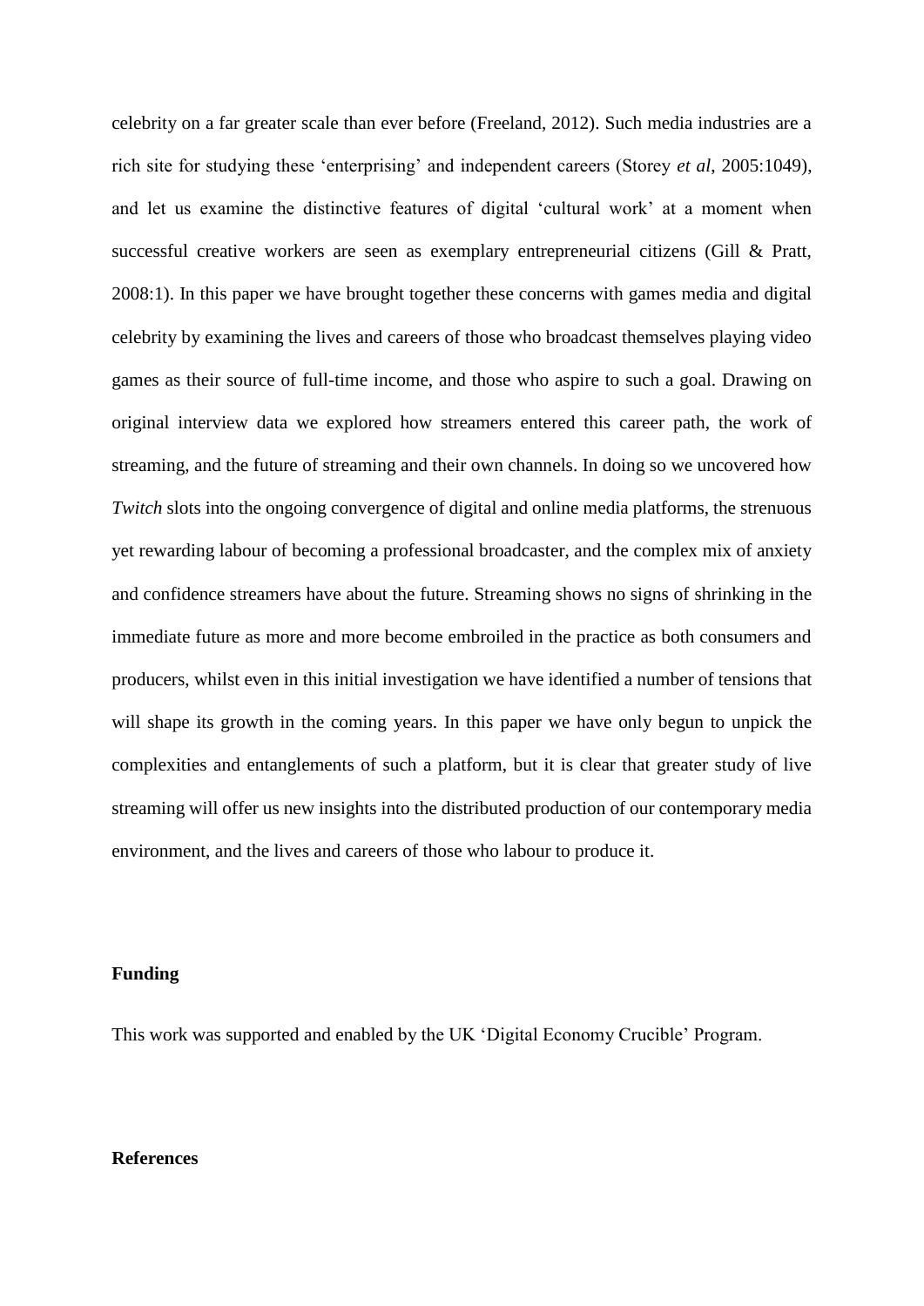celebrity on a far greater scale than ever before (Freeland, 2012). Such media industries are a rich site for studying these 'enterprising' and independent careers (Storey *et al*, 2005:1049), and let us examine the distinctive features of digital 'cultural work' at a moment when successful creative workers are seen as exemplary entrepreneurial citizens (Gill & Pratt, 2008:1). In this paper we have brought together these concerns with games media and digital celebrity by examining the lives and careers of those who broadcast themselves playing video games as their source of full-time income, and those who aspire to such a goal. Drawing on original interview data we explored how streamers entered this career path, the work of streaming, and the future of streaming and their own channels. In doing so we uncovered how *Twitch* slots into the ongoing convergence of digital and online media platforms, the strenuous yet rewarding labour of becoming a professional broadcaster, and the complex mix of anxiety and confidence streamers have about the future. Streaming shows no signs of shrinking in the immediate future as more and more become embroiled in the practice as both consumers and producers, whilst even in this initial investigation we have identified a number of tensions that will shape its growth in the coming years. In this paper we have only begun to unpick the complexities and entanglements of such a platform, but it is clear that greater study of live streaming will offer us new insights into the distributed production of our contemporary media environment, and the lives and careers of those who labour to produce it.

**Funding**

This work was supported and enabled by the UK 'Digital Economy Crucible' Program.

**References**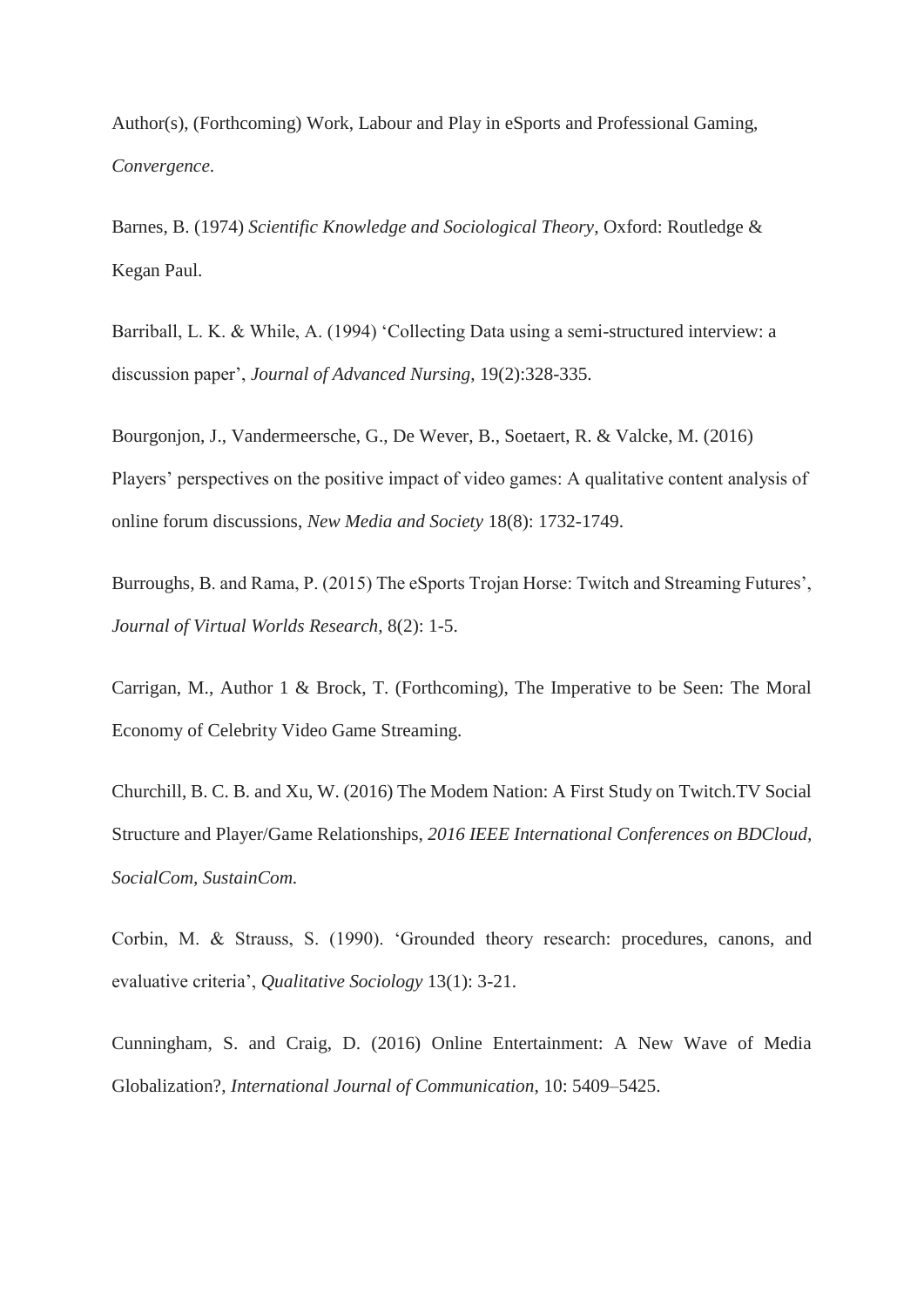Author(s), (Forthcoming) Work, Labour and Play in eSports and Professional Gaming, *Convergence*.

Barnes, B. (1974) *Scientific Knowledge and Sociological Theory*, Oxford: Routledge & Kegan Paul.

Barriball, L. K. & While, A. (1994) 'Collecting Data using a semi-structured interview: a discussion paper', *Journal of Advanced Nursing*, 19(2):328-335.

Bourgonjon, J., Vandermeersche, G., De Wever, B., Soetaert, R. & Valcke, M. (2016) Players' perspectives on the positive impact of video games: A qualitative content analysis of online forum discussions, *New Media and Society* 18(8): 1732-1749.

Burroughs, B. and Rama, P. (2015) The eSports Trojan Horse: Twitch and Streaming Futures', *Journal of Virtual Worlds Research*, 8(2): 1-5.

Carrigan, M., Author 1 & Brock, T. (Forthcoming), The Imperative to be Seen: The Moral Economy of Celebrity Video Game Streaming.

Churchill, B. C. B. and Xu, W. (2016) The Modem Nation: A First Study on Twitch.TV Social Structure and Player/Game Relationships, *2016 IEEE International Conferences on BDCloud, SocialCom, SustainCom.*

Corbin, M. & Strauss, S. (1990). 'Grounded theory research: procedures, canons, and evaluative criteria', *Qualitative Sociology* 13(1): 3-21.

Cunningham, S. and Craig, D. (2016) Online Entertainment: A New Wave of Media Globalization?, *International Journal of Communication*, 10: 5409–5425.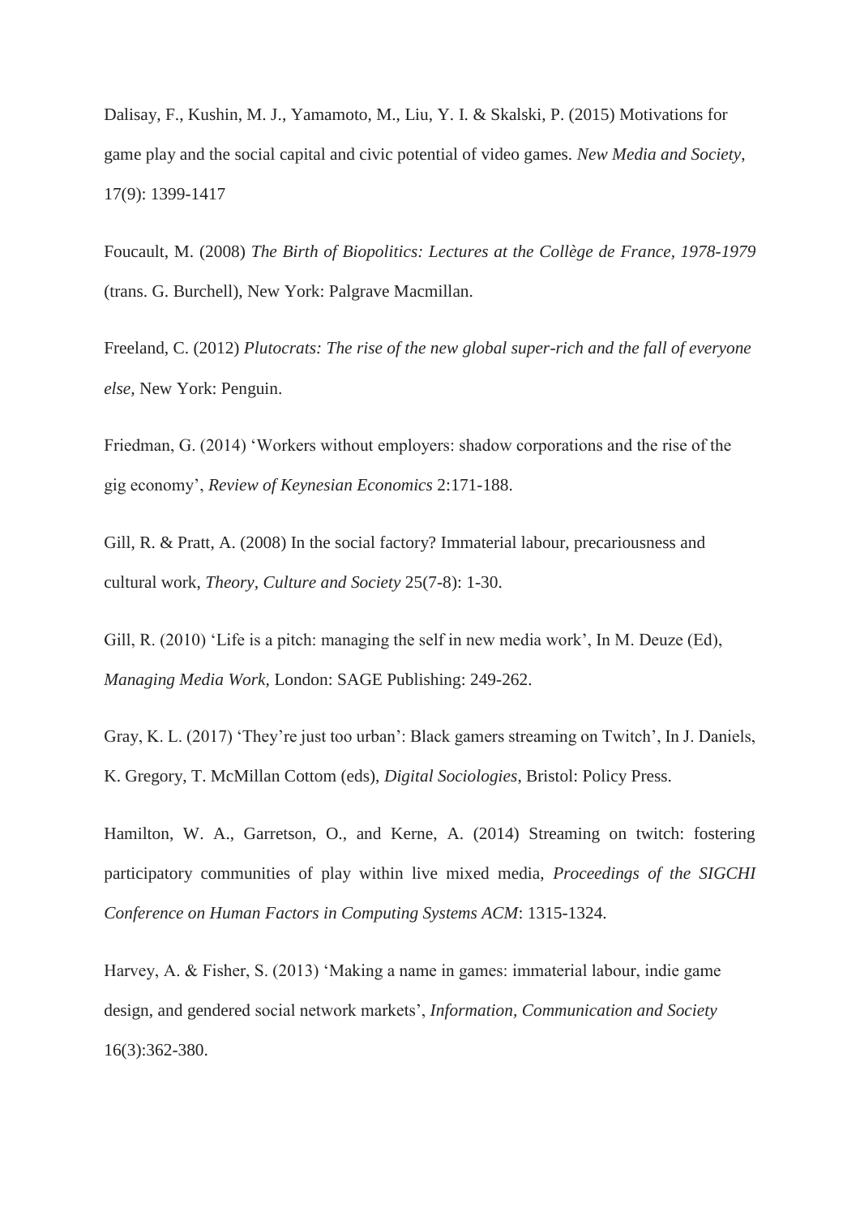Dalisay, F., Kushin, M. J., Yamamoto, M., Liu, Y. I. & Skalski, P. (2015) Motivations for game play and the social capital and civic potential of video games. *New Media and Society*, 17(9): 1399-1417

Foucault, M. (2008) *The Birth of Biopolitics: Lectures at the Collège de France, 1978-1979* (trans. G. Burchell), New York: Palgrave Macmillan.

Freeland, C. (2012) *Plutocrats: The rise of the new global super-rich and the fall of everyone else,* New York: Penguin.

Friedman, G. (2014) 'Workers without employers: shadow corporations and the rise of the gig economy', *Review of Keynesian Economics* 2:171-188.

Gill, R. & Pratt, A. (2008) In the social factory? Immaterial labour, precariousness and cultural work, *Theory, Culture and Society* 25(7-8): 1-30.

Gill, R. (2010) 'Life is a pitch: managing the self in new media work', In M. Deuze (Ed), *Managing Media Work,* London: SAGE Publishing: 249-262.

Gray, K. L. (2017) 'They're just too urban': Black gamers streaming on Twitch', In J. Daniels, K. Gregory, T. McMillan Cottom (eds), *Digital Sociologies*, Bristol: Policy Press.

Hamilton, W. A., Garretson, O., and Kerne, A. (2014) Streaming on twitch: fostering participatory communities of play within live mixed media, *Proceedings of the SIGCHI Conference on Human Factors in Computing Systems ACM*: 1315-1324.

Harvey, A. & Fisher, S. (2013) 'Making a name in games: immaterial labour, indie game design, and gendered social network markets', *Information, Communication and Society* 16(3):362-380.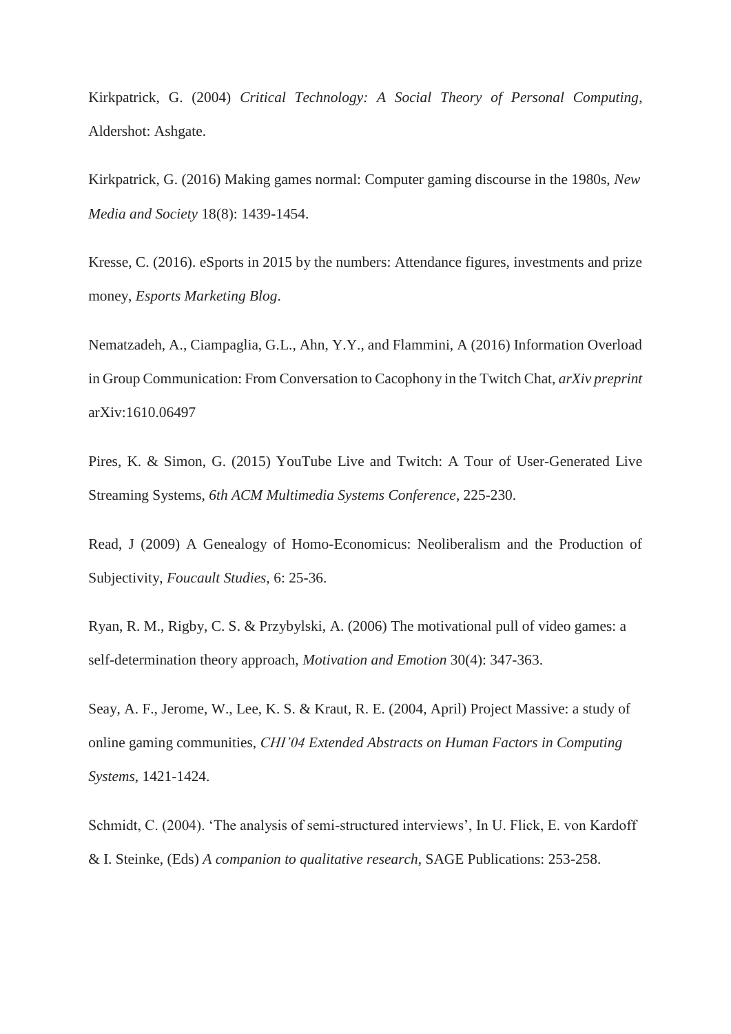Kirkpatrick, G. (2004) *Critical Technology: A Social Theory of Personal Computing*, Aldershot: Ashgate.

Kirkpatrick, G. (2016) Making games normal: Computer gaming discourse in the 1980s, *New Media and Society* 18(8): 1439-1454.

Kresse, C. (2016). eSports in 2015 by the numbers: Attendance figures, investments and prize money, *Esports Marketing Blog*.

Nematzadeh, A., Ciampaglia, G.L., Ahn, Y.Y., and Flammini, A (2016) Information Overload in Group Communication: From Conversation to Cacophony in the Twitch Chat, *arXiv preprint* arXiv:1610.06497

Pires, K. & Simon, G. (2015) YouTube Live and Twitch: A Tour of User-Generated Live Streaming Systems, *6th ACM Multimedia Systems Conference*, 225-230.

Read, J (2009) A Genealogy of Homo-Economicus: Neoliberalism and the Production of Subjectivity, *Foucault Studies*, 6: 25-36.

Ryan, R. M., Rigby, C. S. & Przybylski, A. (2006) The motivational pull of video games: a self-determination theory approach, *Motivation and Emotion* 30(4): 347-363.

Seay, A. F., Jerome, W., Lee, K. S. & Kraut, R. E. (2004, April) Project Massive: a study of online gaming communities, *CHI'04 Extended Abstracts on Human Factors in Computing Systems*, 1421-1424.

Schmidt, C. (2004). 'The analysis of semi-structured interviews', In U. Flick, E. von Kardoff & I. Steinke, (Eds) *A companion to qualitative research*, SAGE Publications: 253-258.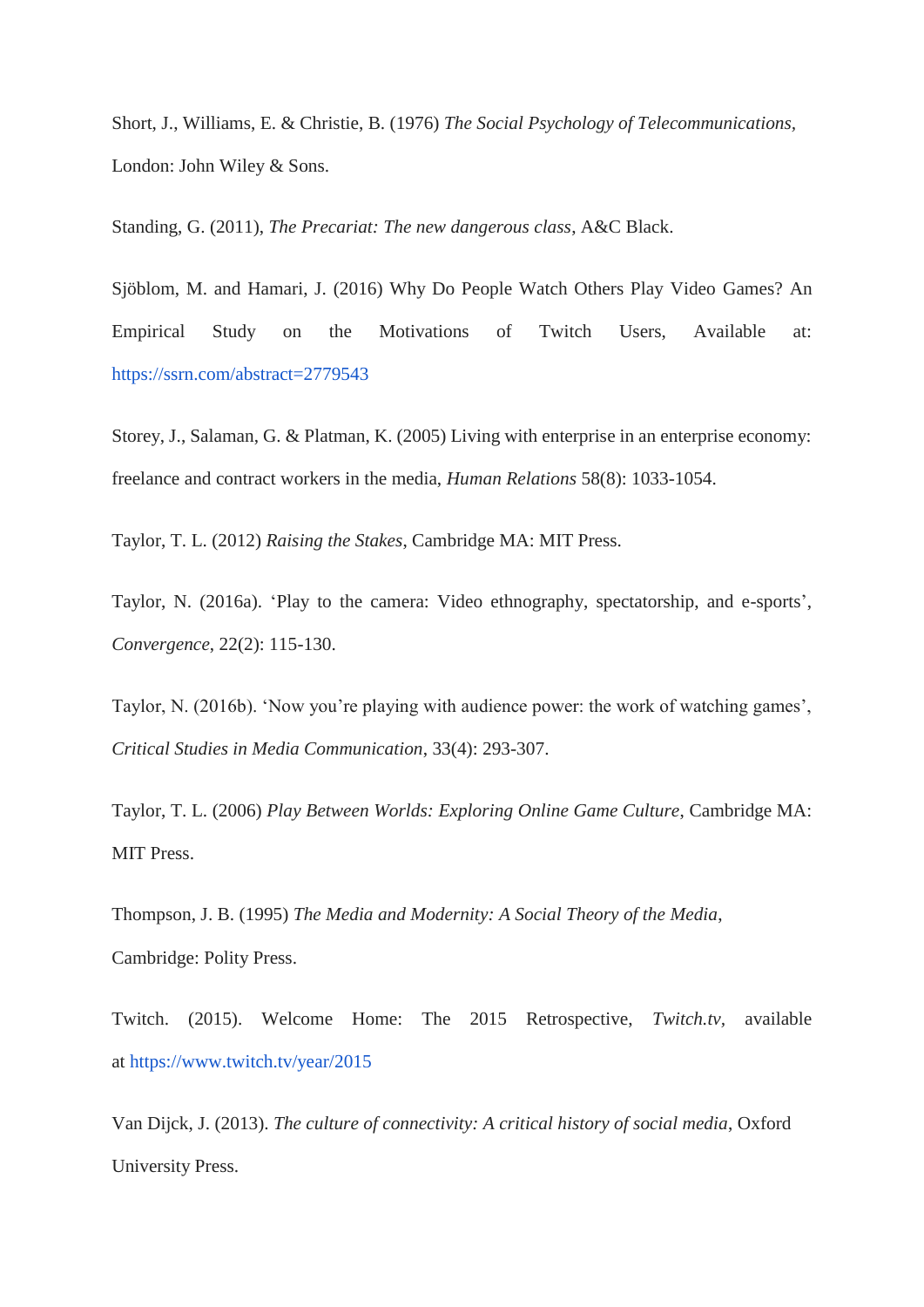Short, J., Williams, E. & Christie, B. (1976) *The Social Psychology of Telecommunications*, London: John Wiley & Sons.

Standing, G. (2011), *The Precariat: The new dangerous class*, A&C Black.

Sjöblom, M. and Hamari, J. (2016) Why Do People Watch Others Play Video Games? An Empirical Study on the Motivations of Twitch Users, Available at: https://ssrn.com/abstract=2779543

Storey, J., Salaman, G. & Platman, K. (2005) Living with enterprise in an enterprise economy: freelance and contract workers in the media, *Human Relations* 58(8): 1033-1054.

Taylor, T. L. (2012) *Raising the Stakes*, Cambridge MA: MIT Press.

Taylor, N. (2016a). 'Play to the camera: Video ethnography, spectatorship, and e-sports', *Convergence*, 22(2): 115-130.

Taylor, N. (2016b). 'Now you're playing with audience power: the work of watching games', *Critical Studies in Media Communication*, 33(4): 293-307.

Taylor, T. L. (2006) *Play Between Worlds: Exploring Online Game Culture*, Cambridge MA: MIT Press.

Thompson, J. B. (1995) *The Media and Modernity: A Social Theory of the Media*, Cambridge: Polity Press.

Twitch. (2015). Welcome Home: The 2015 Retrospective, *Twitch.tv*, available at https://www.twitch.tv/year/2015

Van Dijck, J. (2013). *The culture of connectivity: A critical history of social media*, Oxford University Press.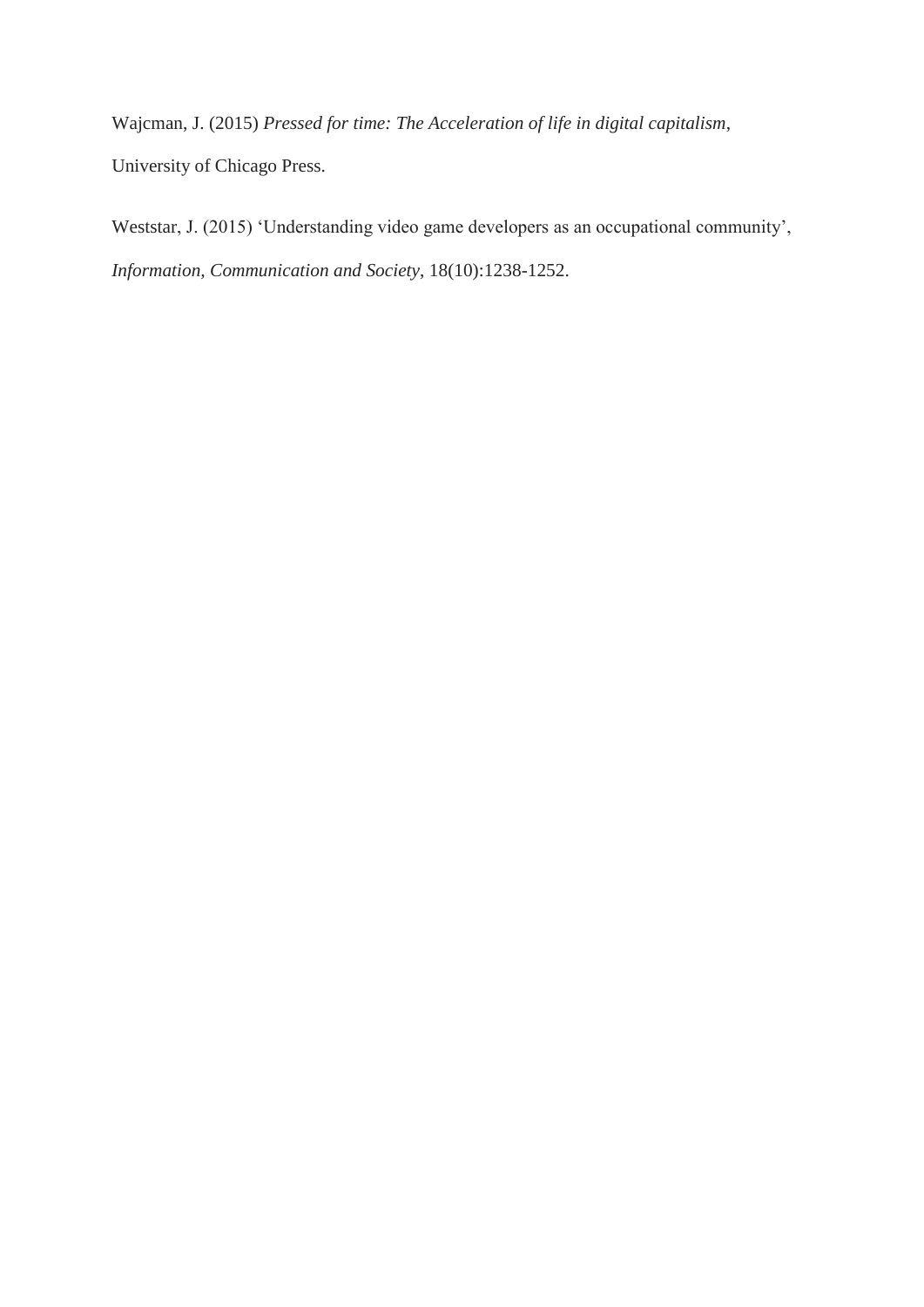Wajcman, J. (2015) *Pressed for time: The Acceleration of life in digital capitalism*, University of Chicago Press.

Weststar, J. (2015) 'Understanding video game developers as an occupational community', *Information, Communication and Society*, 18(10):1238-1252.